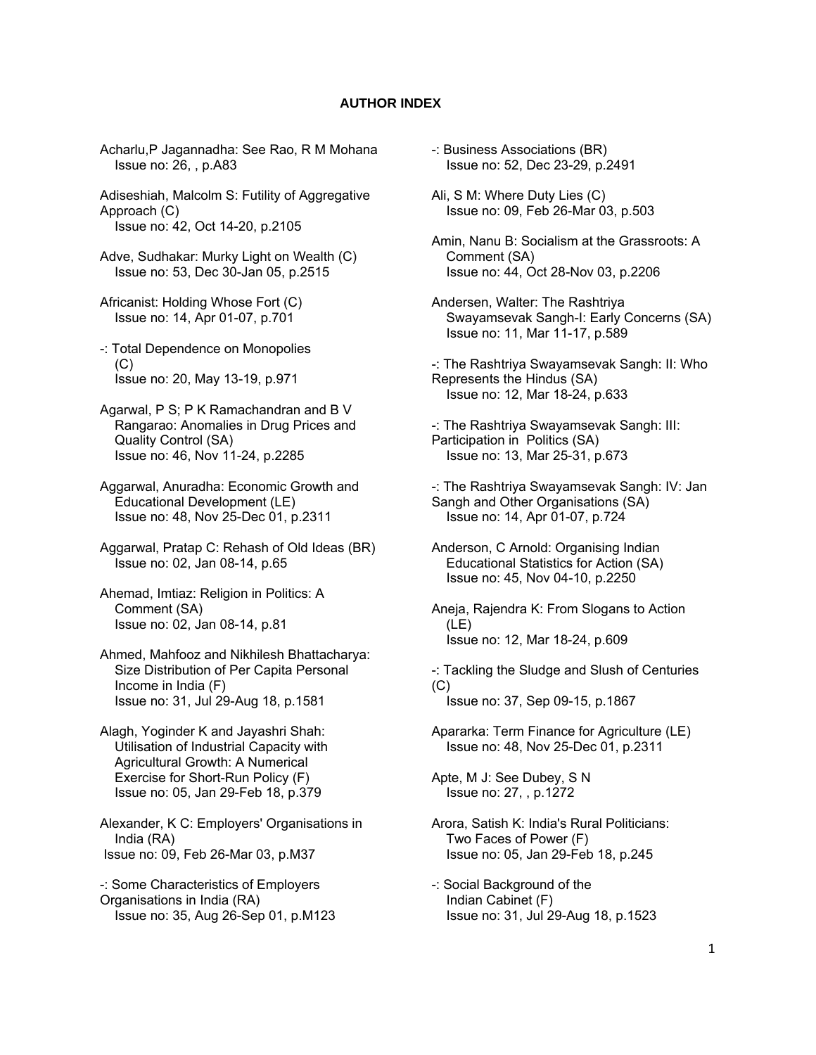# AUTHOR INDEX

Acharlu,P Jagannadha: See Rao, R M Mohana
Issue no: 26, , p.A83

Adiseshiah, Malcolm S: Futility of Aggregative Approach (C)
Issue no: 42, Oct 14-20, p.2105

Adve, Sudhakar: Murky Light on Wealth (C)
Issue no: 53, Dec 30-Jan 05, p.2515

Africanist: Holding Whose Fort (C)
Issue no: 14, Apr 01-07, p.701

-: Total Dependence on Monopolies (C)
Issue no: 20, May 13-19, p.971

Agarwal, P S; P K Ramachandran and B V Rangarao: Anomalies in Drug Prices and Quality Control (SA)
Issue no: 46, Nov 11-24, p.2285

Aggarwal, Anuradha: Economic Growth and Educational Development (LE)
Issue no: 48, Nov 25-Dec 01, p.2311

Aggarwal, Pratap C: Rehash of Old Ideas (BR)
Issue no: 02, Jan 08-14, p.65

Ahemad, Imtiaz: Religion in Politics: A Comment (SA)
Issue no: 02, Jan 08-14, p.81

Ahmed, Mahfooz and Nikhilesh Bhattacharya: Size Distribution of Per Capita Personal Income in India (F)
Issue no: 31, Jul 29-Aug 18, p.1581

Alagh, Yoginder K and Jayashri Shah: Utilisation of Industrial Capacity with Agricultural Growth: A Numerical Exercise for Short-Run Policy (F)
Issue no: 05, Jan 29-Feb 18, p.379

Alexander, K C: Employers' Organisations in India (RA)
Issue no: 09, Feb 26-Mar 03, p.M37

-: Some Characteristics of Employers Organisations in India (RA)
Issue no: 35, Aug 26-Sep 01, p.M123

-: Business Associations (BR)
Issue no: 52, Dec 23-29, p.2491

Ali, S M: Where Duty Lies (C)
Issue no: 09, Feb 26-Mar 03, p.503

Amin, Nanu B: Socialism at the Grassroots: A Comment (SA)
Issue no: 44, Oct 28-Nov 03, p.2206

Andersen, Walter: The Rashtriya Swayamsevak Sangh-I: Early Concerns (SA)
Issue no: 11, Mar 11-17, p.589

-: The Rashtriya Swayamsevak Sangh: II: Who Represents the Hindus (SA)
Issue no: 12, Mar 18-24, p.633

-: The Rashtriya Swayamsevak Sangh: III: Participation in Politics (SA)
Issue no: 13, Mar 25-31, p.673

-: The Rashtriya Swayamsevak Sangh: IV: Jan Sangh and Other Organisations (SA)
Issue no: 14, Apr 01-07, p.724

Anderson, C Arnold: Organising Indian Educational Statistics for Action (SA)
Issue no: 45, Nov 04-10, p.2250

Aneja, Rajendra K: From Slogans to Action (LE)
Issue no: 12, Mar 18-24, p.609

-: Tackling the Sludge and Slush of Centuries (C)
Issue no: 37, Sep 09-15, p.1867

Apararka: Term Finance for Agriculture (LE)
Issue no: 48, Nov 25-Dec 01, p.2311

Apte, M J: See Dubey, S N
Issue no: 27, , p.1272

Arora, Satish K: India's Rural Politicians: Two Faces of Power (F)
Issue no: 05, Jan 29-Feb 18, p.245

-: Social Background of the Indian Cabinet (F)
Issue no: 31, Jul 29-Aug 18, p.1523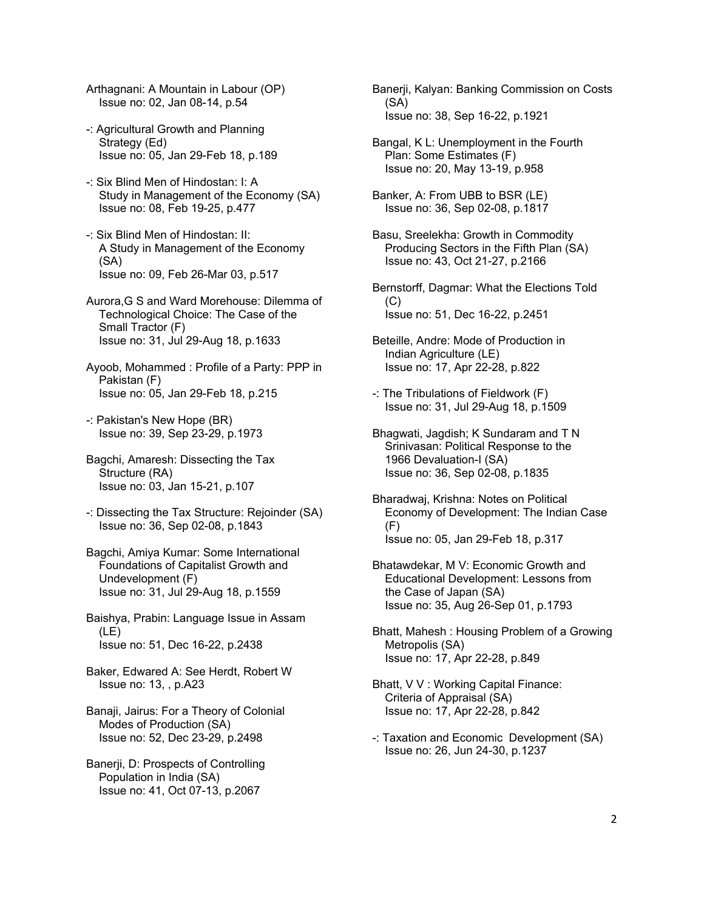Arthagnani: A Mountain in Labour (OP)
Issue no: 02, Jan 08-14, p.54

-: Agricultural Growth and Planning Strategy (Ed)
Issue no: 05, Jan 29-Feb 18, p.189

-: Six Blind Men of Hindostan: I: A Study in Management of the Economy (SA)
Issue no: 08, Feb 19-25, p.477

-: Six Blind Men of Hindostan: II: A Study in Management of the Economy (SA)
Issue no: 09, Feb 26-Mar 03, p.517

Aurora,G S and Ward Morehouse: Dilemma of Technological Choice: The Case of the Small Tractor (F)
Issue no: 31, Jul 29-Aug 18, p.1633

Ayoob, Mohammed : Profile of a Party: PPP in Pakistan (F)
Issue no: 05, Jan 29-Feb 18, p.215

-: Pakistan's New Hope (BR)
Issue no: 39, Sep 23-29, p.1973

Bagchi, Amaresh: Dissecting the Tax Structure (RA)
Issue no: 03, Jan 15-21, p.107

-: Dissecting the Tax Structure: Rejoinder (SA)
Issue no: 36, Sep 02-08, p.1843

Bagchi, Amiya Kumar: Some International Foundations of Capitalist Growth and Undevelopment (F)
Issue no: 31, Jul 29-Aug 18, p.1559

Baishya, Prabin: Language Issue in Assam (LE)
Issue no: 51, Dec 16-22, p.2438

Baker, Edwared A: See Herdt, Robert W
Issue no: 13, , p.A23

Banaji, Jairus: For a Theory of Colonial Modes of Production (SA)
Issue no: 52, Dec 23-29, p.2498

Banerji, D: Prospects of Controlling Population in India (SA)
Issue no: 41, Oct 07-13, p.2067

Banerji, Kalyan: Banking Commission on Costs (SA)
Issue no: 38, Sep 16-22, p.1921

Bangal, K L: Unemployment in the Fourth Plan: Some Estimates (F)
Issue no: 20, May 13-19, p.958

Banker, A: From UBB to BSR (LE)
Issue no: 36, Sep 02-08, p.1817

Basu, Sreelekha: Growth in Commodity Producing Sectors in the Fifth Plan (SA)
Issue no: 43, Oct 21-27, p.2166

Bernstorff, Dagmar: What the Elections Told (C)
Issue no: 51, Dec 16-22, p.2451

Beteille, Andre: Mode of Production in Indian Agriculture (LE)
Issue no: 17, Apr 22-28, p.822

-: The Tribulations of Fieldwork (F)
Issue no: 31, Jul 29-Aug 18, p.1509

Bhagwati, Jagdish; K Sundaram and T N Srinivasan: Political Response to the 1966 Devaluation-I (SA)
Issue no: 36, Sep 02-08, p.1835

Bharadwaj, Krishna: Notes on Political Economy of Development: The Indian Case (F)
Issue no: 05, Jan 29-Feb 18, p.317

Bhatawdekar, M V: Economic Growth and Educational Development: Lessons from the Case of Japan (SA)
Issue no: 35, Aug 26-Sep 01, p.1793

Bhatt, Mahesh : Housing Problem of a Growing Metropolis (SA)
Issue no: 17, Apr 22-28, p.849

Bhatt, V V : Working Capital Finance: Criteria of Appraisal (SA)
Issue no: 17, Apr 22-28, p.842

-: Taxation and Economic Development (SA)
Issue no: 26, Jun 24-30, p.1237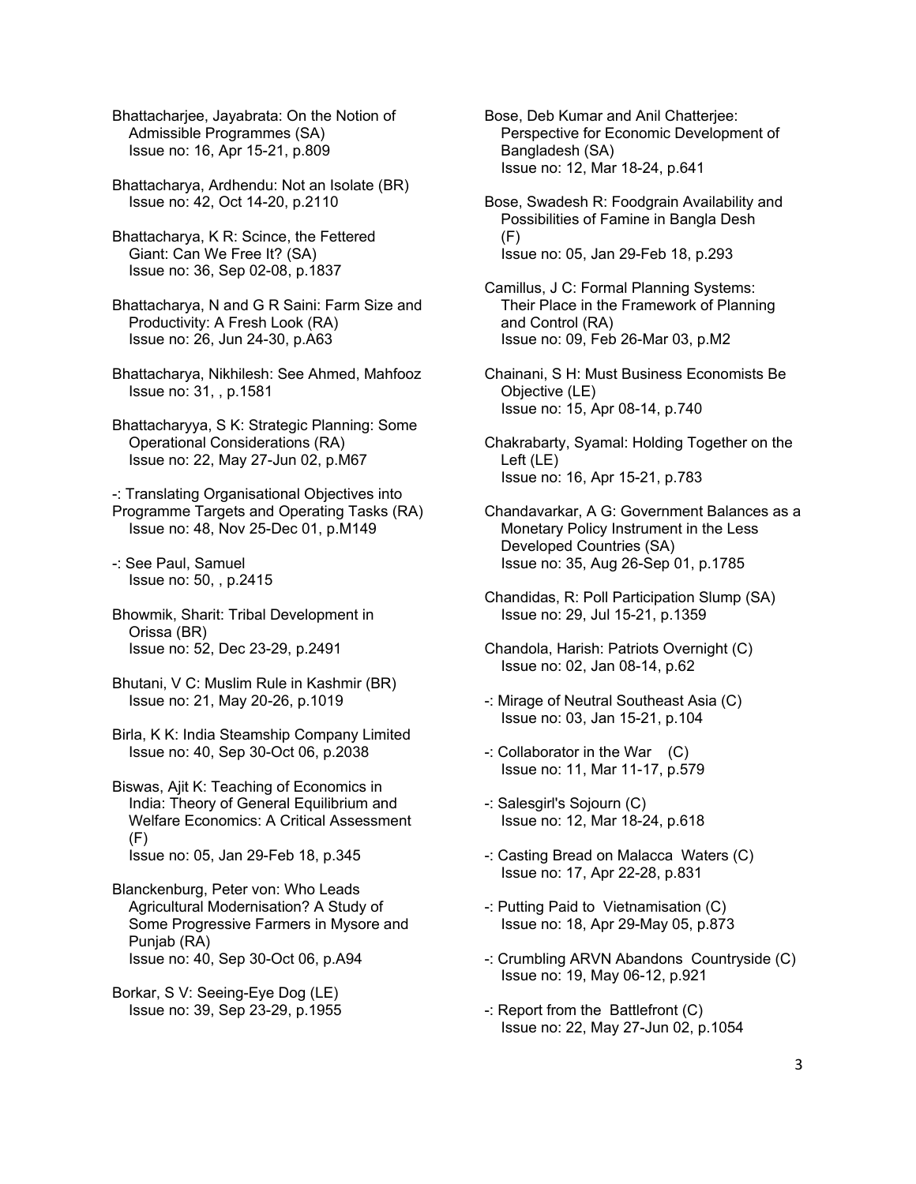Bhattacharjee, Jayabrata: On the Notion of Admissible Programmes (SA)
Issue no: 16, Apr 15-21, p.809

Bhattacharya, Ardhendu: Not an Isolate (BR)
Issue no: 42, Oct 14-20, p.2110

Bhattacharya, K R: Scince, the Fettered Giant: Can We Free It? (SA)
Issue no: 36, Sep 02-08, p.1837

Bhattacharya, N and G R Saini: Farm Size and Productivity: A Fresh Look (RA)
Issue no: 26, Jun 24-30, p.A63

Bhattacharya, Nikhilesh: See Ahmed, Mahfooz
Issue no: 31, , p.1581

Bhattacharyya, S K: Strategic Planning: Some Operational Considerations (RA)
Issue no: 22, May 27-Jun 02, p.M67

-: Translating Organisational Objectives into Programme Targets and Operating Tasks (RA)
Issue no: 48, Nov 25-Dec 01, p.M149

-: See Paul, Samuel
Issue no: 50, , p.2415

Bhowmik, Sharit: Tribal Development in Orissa (BR)
Issue no: 52, Dec 23-29, p.2491

Bhutani, V C: Muslim Rule in Kashmir (BR)
Issue no: 21, May 20-26, p.1019

Birla, K K: India Steamship Company Limited
Issue no: 40, Sep 30-Oct 06, p.2038

Biswas, Ajit K: Teaching of Economics in India: Theory of General Equilibrium and Welfare Economics: A Critical Assessment (F)
Issue no: 05, Jan 29-Feb 18, p.345

Blanckenburg, Peter von: Who Leads Agricultural Modernisation? A Study of Some Progressive Farmers in Mysore and Punjab (RA)
Issue no: 40, Sep 30-Oct 06, p.A94

Borkar, S V: Seeing-Eye Dog (LE)
Issue no: 39, Sep 23-29, p.1955

Bose, Deb Kumar and Anil Chatterjee: Perspective for Economic Development of Bangladesh (SA)
Issue no: 12, Mar 18-24, p.641

Bose, Swadesh R: Foodgrain Availability and Possibilities of Famine in Bangla Desh (F)
Issue no: 05, Jan 29-Feb 18, p.293

Camillus, J C: Formal Planning Systems: Their Place in the Framework of Planning and Control (RA)
Issue no: 09, Feb 26-Mar 03, p.M2

Chainani, S H: Must Business Economists Be Objective (LE)
Issue no: 15, Apr 08-14, p.740

Chakrabarty, Syamal: Holding Together on the Left (LE)
Issue no: 16, Apr 15-21, p.783

Chandavarkar, A G: Government Balances as a Monetary Policy Instrument in the Less Developed Countries (SA)
Issue no: 35, Aug 26-Sep 01, p.1785

Chandidas, R: Poll Participation Slump (SA)
Issue no: 29, Jul 15-21, p.1359

Chandola, Harish: Patriots Overnight (C)
Issue no: 02, Jan 08-14, p.62

-: Mirage of Neutral Southeast Asia (C)
Issue no: 03, Jan 15-21, p.104

-: Collaborator in the War (C)
Issue no: 11, Mar 11-17, p.579

-: Salesgirl's Sojourn (C)
Issue no: 12, Mar 18-24, p.618

-: Casting Bread on Malacca Waters (C)
Issue no: 17, Apr 22-28, p.831

-: Putting Paid to Vietnamisation (C)
Issue no: 18, Apr 29-May 05, p.873

-: Crumbling ARVN Abandons Countryside (C)
Issue no: 19, May 06-12, p.921

-: Report from the Battlefront (C)
Issue no: 22, May 27-Jun 02, p.1054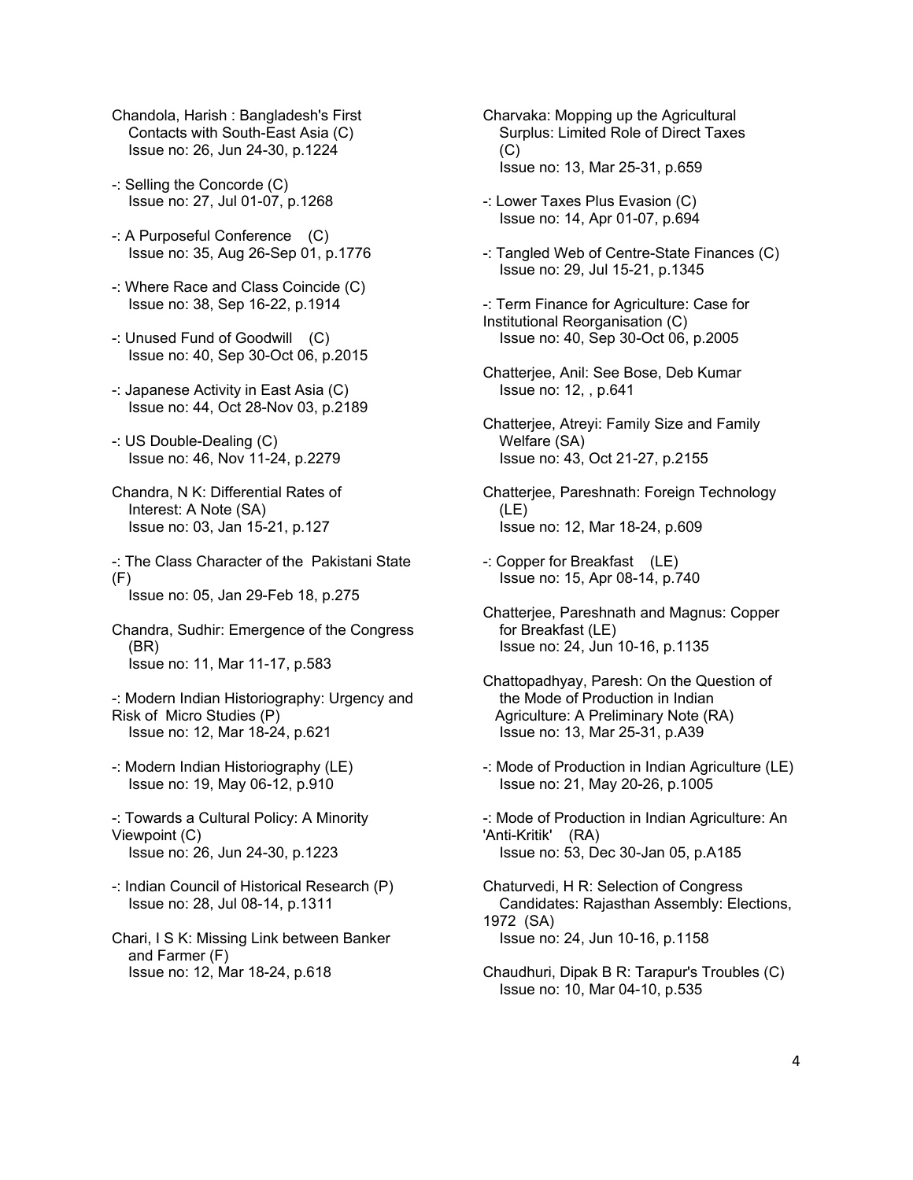Chandola, Harish : Bangladesh's First Contacts with South-East Asia (C)
Issue no: 26, Jun 24-30, p.1224

-: Selling the Concorde (C)
Issue no: 27, Jul 01-07, p.1268

-: A Purposeful Conference (C)
Issue no: 35, Aug 26-Sep 01, p.1776

-: Where Race and Class Coincide (C)
Issue no: 38, Sep 16-22, p.1914

-: Unused Fund of Goodwill (C)
Issue no: 40, Sep 30-Oct 06, p.2015

-: Japanese Activity in East Asia (C)
Issue no: 44, Oct 28-Nov 03, p.2189

-: US Double-Dealing (C)
Issue no: 46, Nov 11-24, p.2279

Chandra, N K: Differential Rates of Interest: A Note (SA)
Issue no: 03, Jan 15-21, p.127

-: The Class Character of the Pakistani State (F)
Issue no: 05, Jan 29-Feb 18, p.275

Chandra, Sudhir: Emergence of the Congress (BR)
Issue no: 11, Mar 11-17, p.583

-: Modern Indian Historiography: Urgency and Risk of Micro Studies (P)
Issue no: 12, Mar 18-24, p.621

-: Modern Indian Historiography (LE)
Issue no: 19, May 06-12, p.910

-: Towards a Cultural Policy: A Minority Viewpoint (C)
Issue no: 26, Jun 24-30, p.1223

-: Indian Council of Historical Research (P)
Issue no: 28, Jul 08-14, p.1311

Chari, I S K: Missing Link between Banker and Farmer (F)
Issue no: 12, Mar 18-24, p.618

Charvaka: Mopping up the Agricultural Surplus: Limited Role of Direct Taxes (C)
Issue no: 13, Mar 25-31, p.659

-: Lower Taxes Plus Evasion (C)
Issue no: 14, Apr 01-07, p.694

-: Tangled Web of Centre-State Finances (C)
Issue no: 29, Jul 15-21, p.1345

-: Term Finance for Agriculture: Case for Institutional Reorganisation (C)
Issue no: 40, Sep 30-Oct 06, p.2005

Chatterjee, Anil: See Bose, Deb Kumar
Issue no: 12, , p.641

Chatterjee, Atreyi: Family Size and Family Welfare (SA)
Issue no: 43, Oct 21-27, p.2155

Chatterjee, Pareshnath: Foreign Technology (LE)
Issue no: 12, Mar 18-24, p.609

-: Copper for Breakfast (LE)
Issue no: 15, Apr 08-14, p.740

Chatterjee, Pareshnath and Magnus: Copper for Breakfast (LE)
Issue no: 24, Jun 10-16, p.1135

Chattopadhyay, Paresh: On the Question of the Mode of Production in Indian Agriculture: A Preliminary Note (RA)
Issue no: 13, Mar 25-31, p.A39

-: Mode of Production in Indian Agriculture (LE)
Issue no: 21, May 20-26, p.1005

-: Mode of Production in Indian Agriculture: An 'Anti-Kritik' (RA)
Issue no: 53, Dec 30-Jan 05, p.A185

Chaturvedi, H R: Selection of Congress Candidates: Rajasthan Assembly: Elections, 1972 (SA)
Issue no: 24, Jun 10-16, p.1158

Chaudhuri, Dipak B R: Tarapur's Troubles (C)
Issue no: 10, Mar 04-10, p.535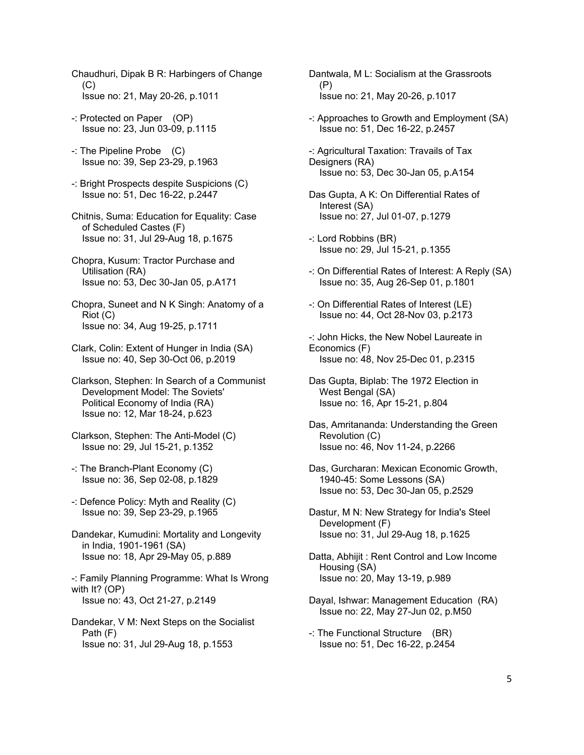Chaudhuri, Dipak B R: Harbingers of Change (C)
Issue no: 21, May 20-26, p.1011

-: Protected on Paper (OP)
Issue no: 23, Jun 03-09, p.1115

-: The Pipeline Probe (C)
Issue no: 39, Sep 23-29, p.1963

-: Bright Prospects despite Suspicions (C)
Issue no: 51, Dec 16-22, p.2447

Chitnis, Suma: Education for Equality: Case of Scheduled Castes (F)
Issue no: 31, Jul 29-Aug 18, p.1675

Chopra, Kusum: Tractor Purchase and Utilisation (RA)
Issue no: 53, Dec 30-Jan 05, p.A171

Chopra, Suneet and N K Singh: Anatomy of a Riot (C)
Issue no: 34, Aug 19-25, p.1711

Clark, Colin: Extent of Hunger in India (SA)
Issue no: 40, Sep 30-Oct 06, p.2019

Clarkson, Stephen: In Search of a Communist Development Model: The Soviets' Political Economy of India (RA)
Issue no: 12, Mar 18-24, p.623

Clarkson, Stephen: The Anti-Model (C)
Issue no: 29, Jul 15-21, p.1352

-: The Branch-Plant Economy (C)
Issue no: 36, Sep 02-08, p.1829

-: Defence Policy: Myth and Reality (C)
Issue no: 39, Sep 23-29, p.1965

Dandekar, Kumudini: Mortality and Longevity in India, 1901-1961 (SA)
Issue no: 18, Apr 29-May 05, p.889

-: Family Planning Programme: What Is Wrong with It? (OP)
Issue no: 43, Oct 21-27, p.2149

Dandekar, V M: Next Steps on the Socialist Path (F)
Issue no: 31, Jul 29-Aug 18, p.1553

Dantwala, M L: Socialism at the Grassroots (P)
Issue no: 21, May 20-26, p.1017

-: Approaches to Growth and Employment (SA)
Issue no: 51, Dec 16-22, p.2457

-: Agricultural Taxation: Travails of Tax Designers (RA)
Issue no: 53, Dec 30-Jan 05, p.A154

Das Gupta, A K: On Differential Rates of Interest (SA)
Issue no: 27, Jul 01-07, p.1279

-: Lord Robbins (BR)
Issue no: 29, Jul 15-21, p.1355

-: On Differential Rates of Interest: A Reply (SA)
Issue no: 35, Aug 26-Sep 01, p.1801

-: On Differential Rates of Interest (LE)
Issue no: 44, Oct 28-Nov 03, p.2173

-: John Hicks, the New Nobel Laureate in Economics (F)
Issue no: 48, Nov 25-Dec 01, p.2315

Das Gupta, Biplab: The 1972 Election in West Bengal (SA)
Issue no: 16, Apr 15-21, p.804

Das, Amritananda: Understanding the Green Revolution (C)
Issue no: 46, Nov 11-24, p.2266

Das, Gurcharan: Mexican Economic Growth, 1940-45: Some Lessons (SA)
Issue no: 53, Dec 30-Jan 05, p.2529

Dastur, M N: New Strategy for India's Steel Development (F)
Issue no: 31, Jul 29-Aug 18, p.1625

Datta, Abhijit : Rent Control and Low Income Housing (SA)
Issue no: 20, May 13-19, p.989

Dayal, Ishwar: Management Education (RA)
Issue no: 22, May 27-Jun 02, p.M50

-: The Functional Structure (BR)
Issue no: 51, Dec 16-22, p.2454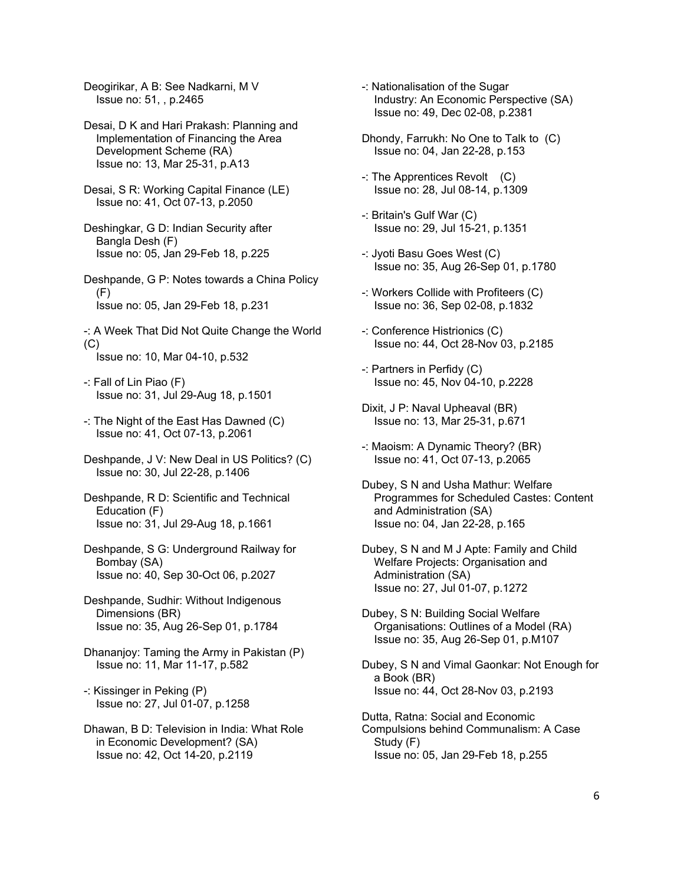Deogirikar, A B: See Nadkarni, M V
Issue no: 51, , p.2465

Desai, D K and Hari Prakash: Planning and Implementation of Financing the Area Development Scheme (RA)
Issue no: 13, Mar 25-31, p.A13

Desai, S R: Working Capital Finance (LE)
Issue no: 41, Oct 07-13, p.2050

Deshingkar, G D: Indian Security after Bangla Desh (F)
Issue no: 05, Jan 29-Feb 18, p.225

Deshpande, G P: Notes towards a China Policy (F)
Issue no: 05, Jan 29-Feb 18, p.231

-: A Week That Did Not Quite Change the World (C)
Issue no: 10, Mar 04-10, p.532

-: Fall of Lin Piao (F)
Issue no: 31, Jul 29-Aug 18, p.1501

-: The Night of the East Has Dawned (C)
Issue no: 41, Oct 07-13, p.2061

Deshpande, J V: New Deal in US Politics? (C)
Issue no: 30, Jul 22-28, p.1406

Deshpande, R D: Scientific and Technical Education (F)
Issue no: 31, Jul 29-Aug 18, p.1661

Deshpande, S G: Underground Railway for Bombay (SA)
Issue no: 40, Sep 30-Oct 06, p.2027

Deshpande, Sudhir: Without Indigenous Dimensions (BR)
Issue no: 35, Aug 26-Sep 01, p.1784

Dhananjoy: Taming the Army in Pakistan (P)
Issue no: 11, Mar 11-17, p.582

-: Kissinger in Peking (P)
Issue no: 27, Jul 01-07, p.1258

Dhawan, B D: Television in India: What Role in Economic Development? (SA)
Issue no: 42, Oct 14-20, p.2119

-: Nationalisation of the Sugar Industry: An Economic Perspective (SA)
Issue no: 49, Dec 02-08, p.2381

Dhondy, Farrukh: No One to Talk to (C)
Issue no: 04, Jan 22-28, p.153

-: The Apprentices Revolt (C)
Issue no: 28, Jul 08-14, p.1309

-: Britain's Gulf War (C)
Issue no: 29, Jul 15-21, p.1351

-: Jyoti Basu Goes West (C)
Issue no: 35, Aug 26-Sep 01, p.1780

-: Workers Collide with Profiteers (C)
Issue no: 36, Sep 02-08, p.1832

-: Conference Histrionics (C)
Issue no: 44, Oct 28-Nov 03, p.2185

-: Partners in Perfidy (C)
Issue no: 45, Nov 04-10, p.2228

Dixit, J P: Naval Upheaval (BR)
Issue no: 13, Mar 25-31, p.671

-: Maoism: A Dynamic Theory? (BR)
Issue no: 41, Oct 07-13, p.2065

Dubey, S N and Usha Mathur: Welfare Programmes for Scheduled Castes: Content and Administration (SA)
Issue no: 04, Jan 22-28, p.165

Dubey, S N and M J Apte: Family and Child Welfare Projects: Organisation and Administration (SA)
Issue no: 27, Jul 01-07, p.1272

Dubey, S N: Building Social Welfare Organisations: Outlines of a Model (RA)
Issue no: 35, Aug 26-Sep 01, p.M107

Dubey, S N and Vimal Gaonkar: Not Enough for a Book (BR)
Issue no: 44, Oct 28-Nov 03, p.2193

Dutta, Ratna: Social and Economic Compulsions behind Communalism: A Case Study (F)
Issue no: 05, Jan 29-Feb 18, p.255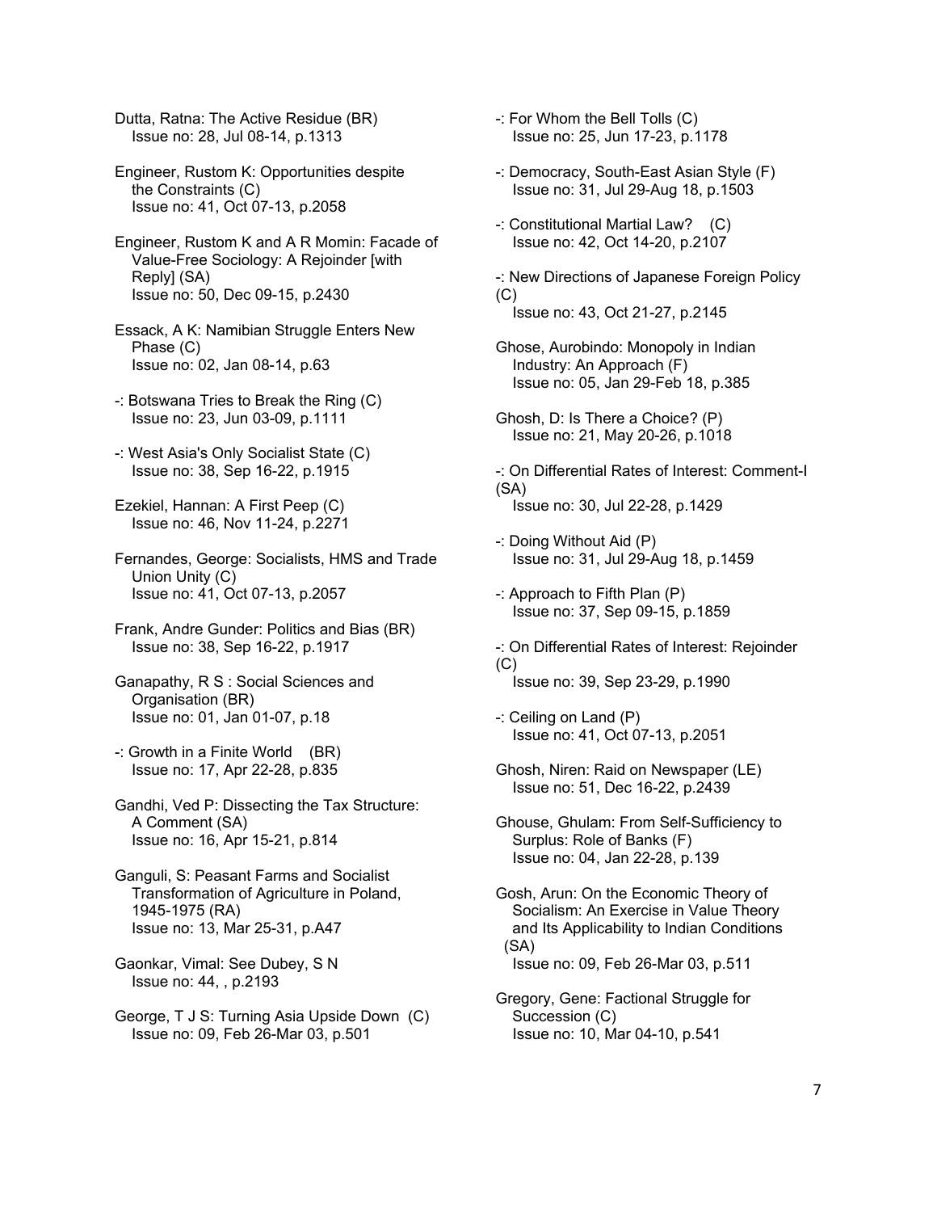Dutta, Ratna: The Active Residue (BR)
Issue no: 28, Jul 08-14, p.1313

Engineer, Rustom K: Opportunities despite the Constraints (C)
Issue no: 41, Oct 07-13, p.2058

Engineer, Rustom K and A R Momin: Facade of Value-Free Sociology: A Rejoinder [with Reply] (SA)
Issue no: 50, Dec 09-15, p.2430

Essack, A K: Namibian Struggle Enters New Phase (C)
Issue no: 02, Jan 08-14, p.63

-: Botswana Tries to Break the Ring (C)
Issue no: 23, Jun 03-09, p.1111

-: West Asia's Only Socialist State (C)
Issue no: 38, Sep 16-22, p.1915

Ezekiel, Hannan: A First Peep (C)
Issue no: 46, Nov 11-24, p.2271

Fernandes, George: Socialists, HMS and Trade Union Unity (C)
Issue no: 41, Oct 07-13, p.2057

Frank, Andre Gunder: Politics and Bias (BR)
Issue no: 38, Sep 16-22, p.1917

Ganapathy, R S : Social Sciences and Organisation (BR)
Issue no: 01, Jan 01-07, p.18

-: Growth in a Finite World (BR)
Issue no: 17, Apr 22-28, p.835

Gandhi, Ved P: Dissecting the Tax Structure: A Comment (SA)
Issue no: 16, Apr 15-21, p.814

Ganguli, S: Peasant Farms and Socialist Transformation of Agriculture in Poland, 1945-1975 (RA)
Issue no: 13, Mar 25-31, p.A47

Gaonkar, Vimal: See Dubey, S N
Issue no: 44, , p.2193

George, T J S: Turning Asia Upside Down (C)
Issue no: 09, Feb 26-Mar 03, p.501

-: For Whom the Bell Tolls (C)
Issue no: 25, Jun 17-23, p.1178

-: Democracy, South-East Asian Style (F)
Issue no: 31, Jul 29-Aug 18, p.1503

-: Constitutional Martial Law? (C)
Issue no: 42, Oct 14-20, p.2107

-: New Directions of Japanese Foreign Policy (C)
Issue no: 43, Oct 21-27, p.2145

Ghose, Aurobindo: Monopoly in Indian Industry: An Approach (F)
Issue no: 05, Jan 29-Feb 18, p.385

Ghosh, D: Is There a Choice? (P)
Issue no: 21, May 20-26, p.1018

-: On Differential Rates of Interest: Comment-I (SA)
Issue no: 30, Jul 22-28, p.1429

-: Doing Without Aid (P)
Issue no: 31, Jul 29-Aug 18, p.1459

-: Approach to Fifth Plan (P)
Issue no: 37, Sep 09-15, p.1859

-: On Differential Rates of Interest: Rejoinder (C)
Issue no: 39, Sep 23-29, p.1990

-: Ceiling on Land (P)
Issue no: 41, Oct 07-13, p.2051

Ghosh, Niren: Raid on Newspaper (LE)
Issue no: 51, Dec 16-22, p.2439

Ghouse, Ghulam: From Self-Sufficiency to Surplus: Role of Banks (F)
Issue no: 04, Jan 22-28, p.139

Gosh, Arun: On the Economic Theory of Socialism: An Exercise in Value Theory and Its Applicability to Indian Conditions (SA)
Issue no: 09, Feb 26-Mar 03, p.511

Gregory, Gene: Factional Struggle for Succession (C)
Issue no: 10, Mar 04-10, p.541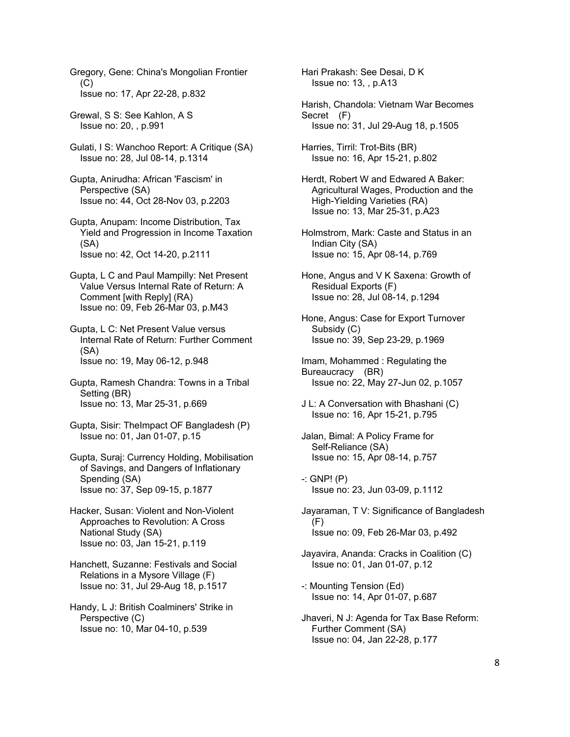Gregory, Gene: China's Mongolian Frontier (C)
Issue no: 17, Apr 22-28, p.832

Grewal, S S: See Kahlon, A S
Issue no: 20, , p.991

Gulati, I S: Wanchoo Report: A Critique (SA)
Issue no: 28, Jul 08-14, p.1314

Gupta, Anirudha: African 'Fascism' in Perspective (SA)
Issue no: 44, Oct 28-Nov 03, p.2203

Gupta, Anupam: Income Distribution, Tax Yield and Progression in Income Taxation (SA)
Issue no: 42, Oct 14-20, p.2111

Gupta, L C and Paul Mampilly: Net Present Value Versus Internal Rate of Return: A Comment [with Reply] (RA)
Issue no: 09, Feb 26-Mar 03, p.M43

Gupta, L C: Net Present Value versus Internal Rate of Return: Further Comment (SA)
Issue no: 19, May 06-12, p.948

Gupta, Ramesh Chandra: Towns in a Tribal Setting (BR)
Issue no: 13, Mar 25-31, p.669

Gupta, Sisir: TheImpact OF Bangladesh (P)
Issue no: 01, Jan 01-07, p.15

Gupta, Suraj: Currency Holding, Mobilisation of Savings, and Dangers of Inflationary Spending (SA)
Issue no: 37, Sep 09-15, p.1877

Hacker, Susan: Violent and Non-Violent Approaches to Revolution: A Cross National Study (SA)
Issue no: 03, Jan 15-21, p.119

Hanchett, Suzanne: Festivals and Social Relations in a Mysore Village (F)
Issue no: 31, Jul 29-Aug 18, p.1517

Handy, L J: British Coalminers' Strike in Perspective (C)
Issue no: 10, Mar 04-10, p.539

Hari Prakash: See Desai, D K
Issue no: 13, , p.A13

Harish, Chandola: Vietnam War Becomes Secret (F)
Issue no: 31, Jul 29-Aug 18, p.1505

Harries, Tirril: Trot-Bits (BR)
Issue no: 16, Apr 15-21, p.802

Herdt, Robert W and Edwared A Baker: Agricultural Wages, Production and the High-Yielding Varieties (RA)
Issue no: 13, Mar 25-31, p.A23

Holmstrom, Mark: Caste and Status in an Indian City (SA)
Issue no: 15, Apr 08-14, p.769

Hone, Angus and V K Saxena: Growth of Residual Exports (F)
Issue no: 28, Jul 08-14, p.1294

Hone, Angus: Case for Export Turnover Subsidy (C)
Issue no: 39, Sep 23-29, p.1969

Imam, Mohammed : Regulating the Bureaucracy (BR)
Issue no: 22, May 27-Jun 02, p.1057

J L: A Conversation with Bhashani (C)
Issue no: 16, Apr 15-21, p.795

Jalan, Bimal: A Policy Frame for Self-Reliance (SA)
Issue no: 15, Apr 08-14, p.757

-: GNP! (P)
Issue no: 23, Jun 03-09, p.1112

Jayaraman, T V: Significance of Bangladesh (F)
Issue no: 09, Feb 26-Mar 03, p.492

Jayavira, Ananda: Cracks in Coalition (C)
Issue no: 01, Jan 01-07, p.12

-: Mounting Tension (Ed)
Issue no: 14, Apr 01-07, p.687

Jhaveri, N J: Agenda for Tax Base Reform: Further Comment (SA)
Issue no: 04, Jan 22-28, p.177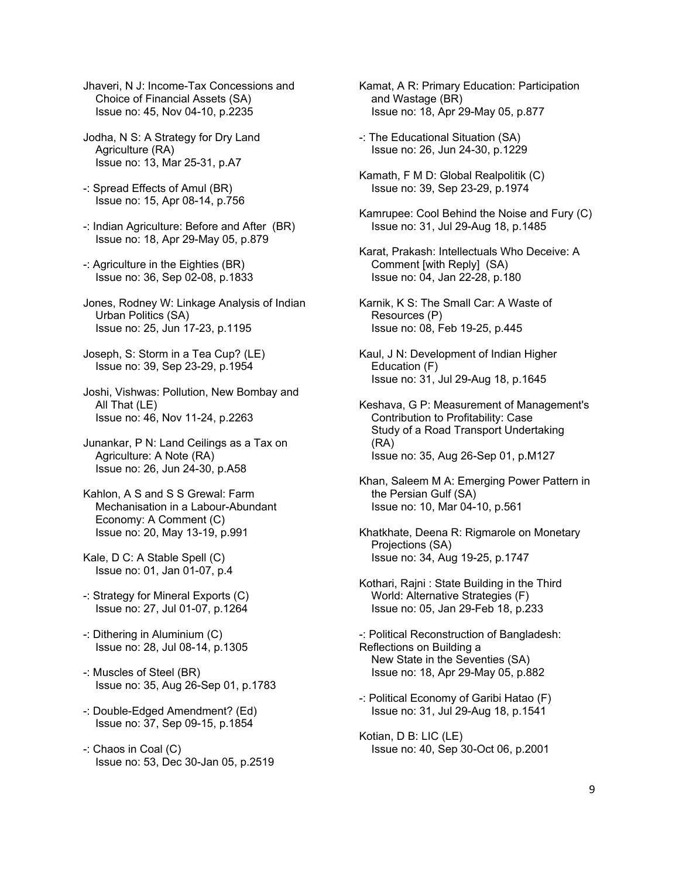Jhaveri, N J: Income-Tax Concessions and Choice of Financial Assets (SA)
Issue no: 45, Nov 04-10, p.2235

Jodha, N S: A Strategy for Dry Land Agriculture (RA)
Issue no: 13, Mar 25-31, p.A7

-: Spread Effects of Amul (BR)
Issue no: 15, Apr 08-14, p.756

-: Indian Agriculture: Before and After (BR)
Issue no: 18, Apr 29-May 05, p.879

-: Agriculture in the Eighties (BR)
Issue no: 36, Sep 02-08, p.1833

Jones, Rodney W: Linkage Analysis of Indian Urban Politics (SA)
Issue no: 25, Jun 17-23, p.1195

Joseph, S: Storm in a Tea Cup? (LE)
Issue no: 39, Sep 23-29, p.1954

Joshi, Vishwas: Pollution, New Bombay and All That (LE)
Issue no: 46, Nov 11-24, p.2263

Junankar, P N: Land Ceilings as a Tax on Agriculture: A Note (RA)
Issue no: 26, Jun 24-30, p.A58

Kahlon, A S and S S Grewal: Farm Mechanisation in a Labour-Abundant Economy: A Comment (C)
Issue no: 20, May 13-19, p.991

Kale, D C: A Stable Spell (C)
Issue no: 01, Jan 01-07, p.4

-: Strategy for Mineral Exports (C)
Issue no: 27, Jul 01-07, p.1264

-: Dithering in Aluminium (C)
Issue no: 28, Jul 08-14, p.1305

-: Muscles of Steel (BR)
Issue no: 35, Aug 26-Sep 01, p.1783

-: Double-Edged Amendment? (Ed)
Issue no: 37, Sep 09-15, p.1854

-: Chaos in Coal (C)
Issue no: 53, Dec 30-Jan 05, p.2519

Kamat, A R: Primary Education: Participation and Wastage (BR)
Issue no: 18, Apr 29-May 05, p.877

-: The Educational Situation (SA)
Issue no: 26, Jun 24-30, p.1229

Kamath, F M D: Global Realpolitik (C)
Issue no: 39, Sep 23-29, p.1974

Kamrupee: Cool Behind the Noise and Fury (C)
Issue no: 31, Jul 29-Aug 18, p.1485

Karat, Prakash: Intellectuals Who Deceive: A Comment [with Reply] (SA)
Issue no: 04, Jan 22-28, p.180

Karnik, K S: The Small Car: A Waste of Resources (P)
Issue no: 08, Feb 19-25, p.445

Kaul, J N: Development of Indian Higher Education (F)
Issue no: 31, Jul 29-Aug 18, p.1645

Keshava, G P: Measurement of Management's Contribution to Profitability: Case Study of a Road Transport Undertaking (RA)
Issue no: 35, Aug 26-Sep 01, p.M127

Khan, Saleem M A: Emerging Power Pattern in the Persian Gulf (SA)
Issue no: 10, Mar 04-10, p.561

Khatkhate, Deena R: Rigmarole on Monetary Projections (SA)
Issue no: 34, Aug 19-25, p.1747

Kothari, Rajni : State Building in the Third World: Alternative Strategies (F)
Issue no: 05, Jan 29-Feb 18, p.233

-: Political Reconstruction of Bangladesh: Reflections on Building a New State in the Seventies (SA)
Issue no: 18, Apr 29-May 05, p.882

-: Political Economy of Garibi Hatao (F)
Issue no: 31, Jul 29-Aug 18, p.1541

Kotian, D B: LIC (LE)
Issue no: 40, Sep 30-Oct 06, p.2001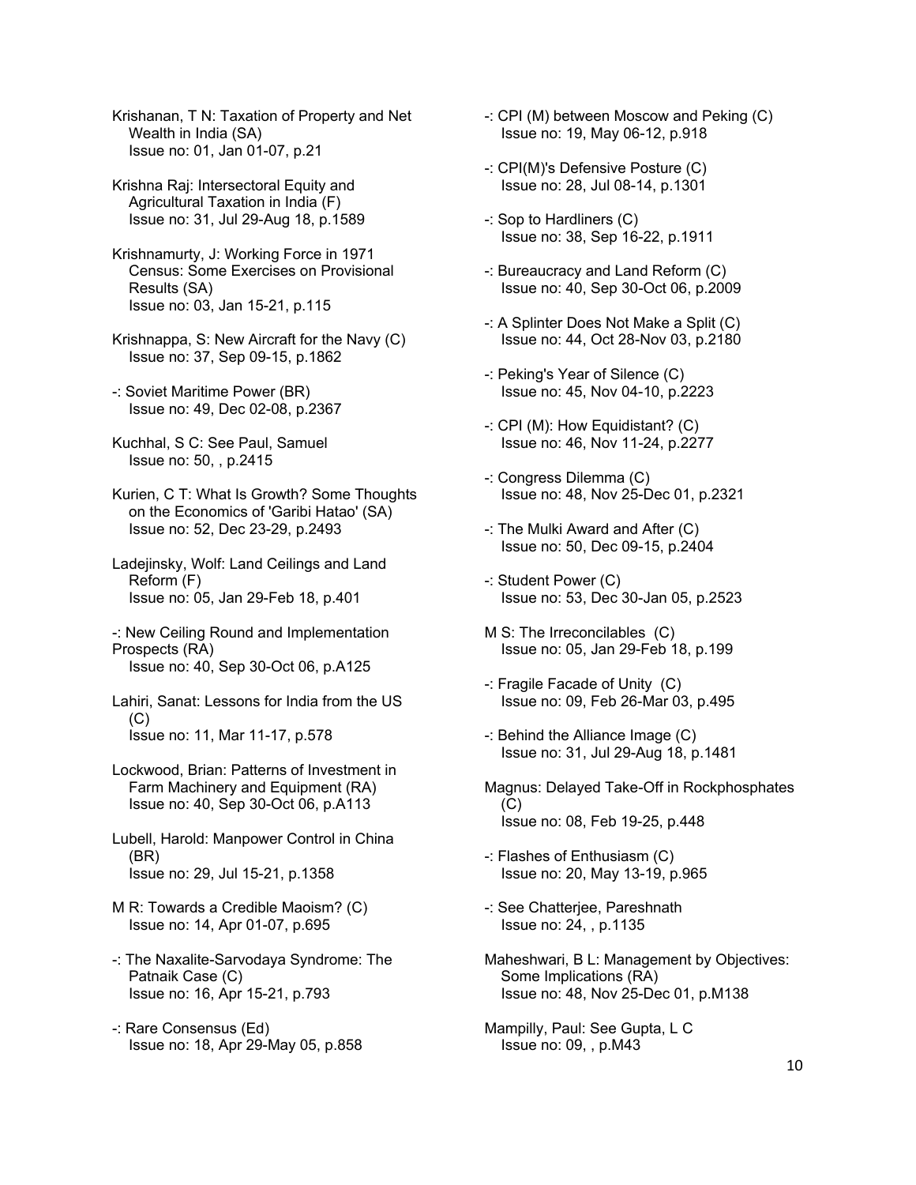Krishanan, T N: Taxation of Property and Net Wealth in India (SA)
Issue no: 01, Jan 01-07, p.21

Krishna Raj: Intersectoral Equity and Agricultural Taxation in India (F)
Issue no: 31, Jul 29-Aug 18, p.1589

Krishnamurty, J: Working Force in 1971 Census: Some Exercises on Provisional Results (SA)
Issue no: 03, Jan 15-21, p.115

Krishnappa, S: New Aircraft for the Navy (C)
Issue no: 37, Sep 09-15, p.1862

-: Soviet Maritime Power (BR)
Issue no: 49, Dec 02-08, p.2367

Kuchhal, S C: See Paul, Samuel
Issue no: 50, , p.2415

Kurien, C T: What Is Growth? Some Thoughts on the Economics of 'Garibi Hatao' (SA)
Issue no: 52, Dec 23-29, p.2493

Ladejinsky, Wolf: Land Ceilings and Land Reform (F)
Issue no: 05, Jan 29-Feb 18, p.401

-: New Ceiling Round and Implementation Prospects (RA)
Issue no: 40, Sep 30-Oct 06, p.A125

Lahiri, Sanat: Lessons for India from the US (C)
Issue no: 11, Mar 11-17, p.578

Lockwood, Brian: Patterns of Investment in Farm Machinery and Equipment (RA)
Issue no: 40, Sep 30-Oct 06, p.A113

Lubell, Harold: Manpower Control in China (BR)
Issue no: 29, Jul 15-21, p.1358

M R: Towards a Credible Maoism? (C)
Issue no: 14, Apr 01-07, p.695

-: The Naxalite-Sarvodaya Syndrome: The Patnaik Case (C)
Issue no: 16, Apr 15-21, p.793

-: Rare Consensus (Ed)
Issue no: 18, Apr 29-May 05, p.858

-: CPI (M) between Moscow and Peking (C)
Issue no: 19, May 06-12, p.918

-: CPI(M)'s Defensive Posture (C)
Issue no: 28, Jul 08-14, p.1301

-: Sop to Hardliners (C)
Issue no: 38, Sep 16-22, p.1911

-: Bureaucracy and Land Reform (C)
Issue no: 40, Sep 30-Oct 06, p.2009

-: A Splinter Does Not Make a Split (C)
Issue no: 44, Oct 28-Nov 03, p.2180

-: Peking's Year of Silence (C)
Issue no: 45, Nov 04-10, p.2223

-: CPI (M): How Equidistant? (C)
Issue no: 46, Nov 11-24, p.2277

-: Congress Dilemma (C)
Issue no: 48, Nov 25-Dec 01, p.2321

-: The Mulki Award and After (C)
Issue no: 50, Dec 09-15, p.2404

-: Student Power (C)
Issue no: 53, Dec 30-Jan 05, p.2523

M S: The Irreconcilables (C)
Issue no: 05, Jan 29-Feb 18, p.199

-: Fragile Facade of Unity (C)
Issue no: 09, Feb 26-Mar 03, p.495

-: Behind the Alliance Image (C)
Issue no: 31, Jul 29-Aug 18, p.1481

Magnus: Delayed Take-Off in Rockphosphates (C)
Issue no: 08, Feb 19-25, p.448

-: Flashes of Enthusiasm (C)
Issue no: 20, May 13-19, p.965

-: See Chatterjee, Pareshnath
Issue no: 24, , p.1135

Maheshwari, B L: Management by Objectives: Some Implications (RA)
Issue no: 48, Nov 25-Dec 01, p.M138

Mampilly, Paul: See Gupta, L C
Issue no: 09, , p.M43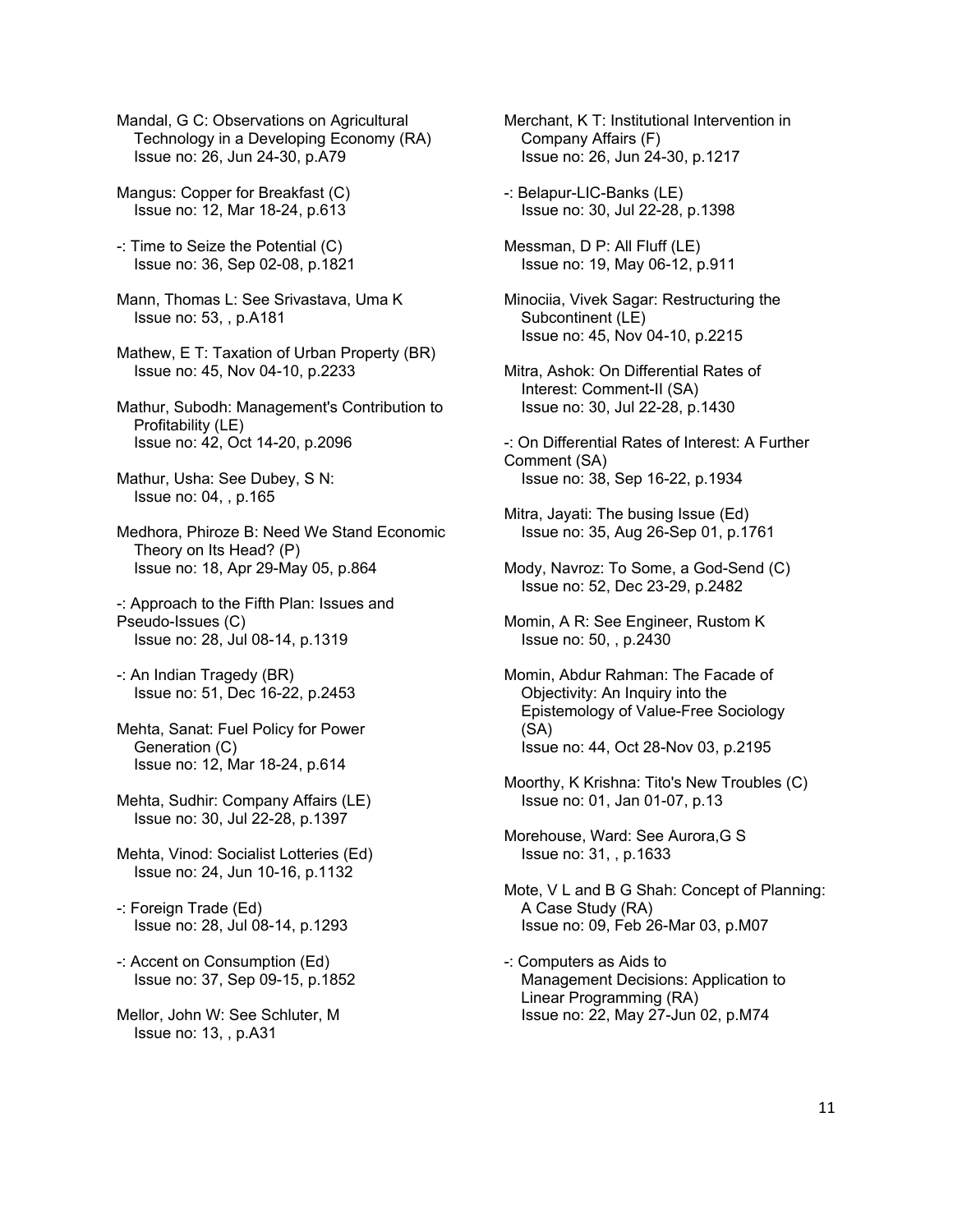Mandal, G C: Observations on Agricultural Technology in a Developing Economy (RA)
Issue no: 26, Jun 24-30, p.A79

Mangus: Copper for Breakfast (C)
Issue no: 12, Mar 18-24, p.613

-: Time to Seize the Potential (C)
Issue no: 36, Sep 02-08, p.1821

Mann, Thomas L: See Srivastava, Uma K
Issue no: 53, , p.A181

Mathew, E T: Taxation of Urban Property (BR)
Issue no: 45, Nov 04-10, p.2233

Mathur, Subodh: Management's Contribution to Profitability (LE)
Issue no: 42, Oct 14-20, p.2096

Mathur, Usha: See Dubey, S N:
Issue no: 04, , p.165

Medhora, Phiroze B: Need We Stand Economic Theory on Its Head? (P)
Issue no: 18, Apr 29-May 05, p.864

-: Approach to the Fifth Plan: Issues and Pseudo-Issues (C)
Issue no: 28, Jul 08-14, p.1319

-: An Indian Tragedy (BR)
Issue no: 51, Dec 16-22, p.2453

Mehta, Sanat: Fuel Policy for Power Generation (C)
Issue no: 12, Mar 18-24, p.614

Mehta, Sudhir: Company Affairs (LE)
Issue no: 30, Jul 22-28, p.1397

Mehta, Vinod: Socialist Lotteries (Ed)
Issue no: 24, Jun 10-16, p.1132

-: Foreign Trade (Ed)
Issue no: 28, Jul 08-14, p.1293

-: Accent on Consumption (Ed)
Issue no: 37, Sep 09-15, p.1852

Mellor, John W: See Schluter, M
Issue no: 13, , p.A31

Merchant, K T: Institutional Intervention in Company Affairs (F)
Issue no: 26, Jun 24-30, p.1217

-: Belapur-LIC-Banks (LE)
Issue no: 30, Jul 22-28, p.1398

Messman, D P: All Fluff (LE)
Issue no: 19, May 06-12, p.911

Minociia, Vivek Sagar: Restructuring the Subcontinent (LE)
Issue no: 45, Nov 04-10, p.2215

Mitra, Ashok: On Differential Rates of Interest: Comment-II (SA)
Issue no: 30, Jul 22-28, p.1430

-: On Differential Rates of Interest: A Further Comment (SA)
Issue no: 38, Sep 16-22, p.1934

Mitra, Jayati: The busing Issue (Ed)
Issue no: 35, Aug 26-Sep 01, p.1761

Mody, Navroz: To Some, a God-Send (C)
Issue no: 52, Dec 23-29, p.2482

Momin, A R: See Engineer, Rustom K
Issue no: 50, , p.2430

Momin, Abdur Rahman: The Facade of Objectivity: An Inquiry into the Epistemology of Value-Free Sociology (SA)
Issue no: 44, Oct 28-Nov 03, p.2195

Moorthy, K Krishna: Tito's New Troubles (C)
Issue no: 01, Jan 01-07, p.13

Morehouse, Ward: See Aurora,G S
Issue no: 31, , p.1633

Mote, V L and B G Shah: Concept of Planning: A Case Study (RA)
Issue no: 09, Feb 26-Mar 03, p.M07

-: Computers as Aids to Management Decisions: Application to Linear Programming (RA)
Issue no: 22, May 27-Jun 02, p.M74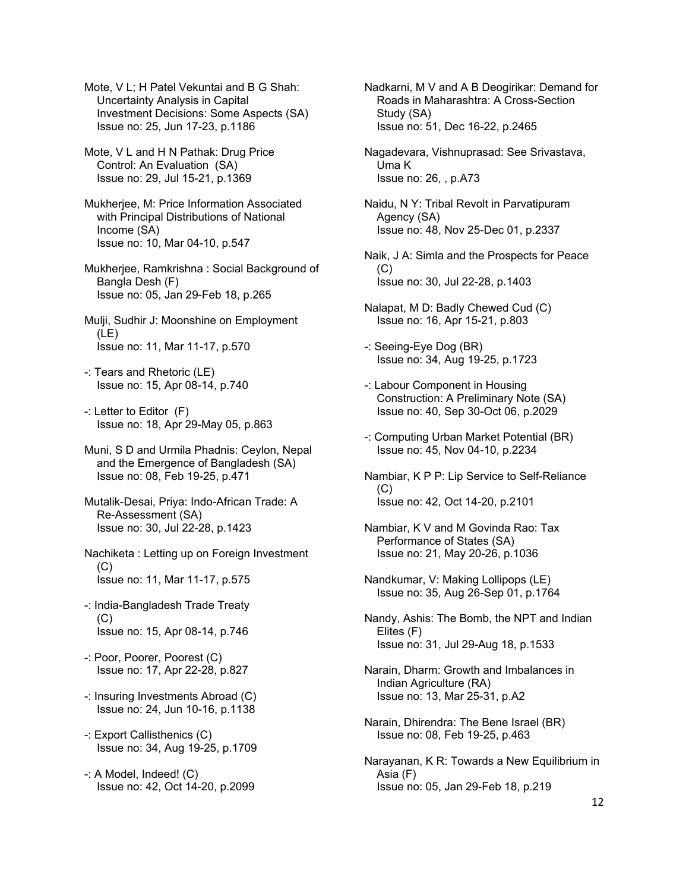Mote, V L; H Patel Vekuntai and B G Shah: Uncertainty Analysis in Capital Investment Decisions: Some Aspects (SA)
Issue no: 25, Jun 17-23, p.1186

Mote, V L and H N Pathak: Drug Price Control: An Evaluation (SA)
Issue no: 29, Jul 15-21, p.1369

Mukherjee, M: Price Information Associated with Principal Distributions of National Income (SA)
Issue no: 10, Mar 04-10, p.547

Mukherjee, Ramkrishna : Social Background of Bangla Desh (F)
Issue no: 05, Jan 29-Feb 18, p.265

Mulji, Sudhir J: Moonshine on Employment (LE)
Issue no: 11, Mar 11-17, p.570

-: Tears and Rhetoric (LE)
Issue no: 15, Apr 08-14, p.740

-: Letter to Editor (F)
Issue no: 18, Apr 29-May 05, p.863

Muni, S D and Urmila Phadnis: Ceylon, Nepal and the Emergence of Bangladesh (SA)
Issue no: 08, Feb 19-25, p.471

Mutalik-Desai, Priya: Indo-African Trade: A Re-Assessment (SA)
Issue no: 30, Jul 22-28, p.1423

Nachiketa : Letting up on Foreign Investment (C)
Issue no: 11, Mar 11-17, p.575

-: India-Bangladesh Trade Treaty (C)
Issue no: 15, Apr 08-14, p.746

-: Poor, Poorer, Poorest (C)
Issue no: 17, Apr 22-28, p.827

-: Insuring Investments Abroad (C)
Issue no: 24, Jun 10-16, p.1138

-: Export Callisthenics (C)
Issue no: 34, Aug 19-25, p.1709

-: A Model, Indeed! (C)
Issue no: 42, Oct 14-20, p.2099

Nadkarni, M V and A B Deogirikar: Demand for Roads in Maharashtra: A Cross-Section Study (SA)
Issue no: 51, Dec 16-22, p.2465

Nagadevara, Vishnuprasad: See Srivastava, Uma K
Issue no: 26, , p.A73

Naidu, N Y: Tribal Revolt in Parvatipuram Agency (SA)
Issue no: 48, Nov 25-Dec 01, p.2337

Naik, J A: Simla and the Prospects for Peace (C)
Issue no: 30, Jul 22-28, p.1403

Nalapat, M D: Badly Chewed Cud (C)
Issue no: 16, Apr 15-21, p.803

-: Seeing-Eye Dog (BR)
Issue no: 34, Aug 19-25, p.1723

-: Labour Component in Housing Construction: A Preliminary Note (SA)
Issue no: 40, Sep 30-Oct 06, p.2029

-: Computing Urban Market Potential (BR)
Issue no: 45, Nov 04-10, p.2234

Nambiar, K P P: Lip Service to Self-Reliance (C)
Issue no: 42, Oct 14-20, p.2101

Nambiar, K V and M Govinda Rao: Tax Performance of States (SA)
Issue no: 21, May 20-26, p.1036

Nandkumar, V: Making Lollipops (LE)
Issue no: 35, Aug 26-Sep 01, p.1764

Nandy, Ashis: The Bomb, the NPT and Indian Elites (F)
Issue no: 31, Jul 29-Aug 18, p.1533

Narain, Dharm: Growth and Imbalances in Indian Agriculture (RA)
Issue no: 13, Mar 25-31, p.A2

Narain, Dhirendra: The Bene Israel (BR)
Issue no: 08, Feb 19-25, p.463

Narayanan, K R: Towards a New Equilibrium in Asia (F)
Issue no: 05, Jan 29-Feb 18, p.219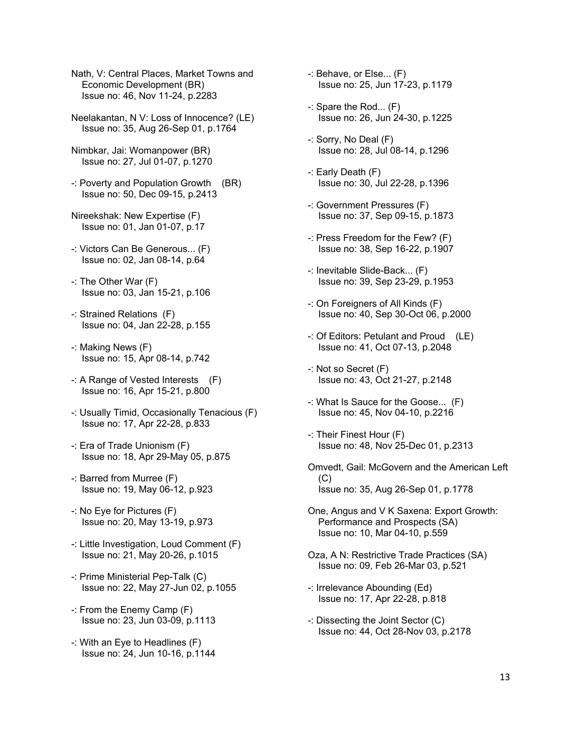Nath, V: Central Places, Market Towns and Economic Development (BR)
Issue no: 46, Nov 11-24, p.2283

Neelakantan, N V: Loss of Innocence? (LE)
Issue no: 35, Aug 26-Sep 01, p.1764

Nimbkar, Jai: Womanpower (BR)
Issue no: 27, Jul 01-07, p.1270

-: Poverty and Population Growth (BR)
Issue no: 50, Dec 09-15, p.2413

Nireekshak: New Expertise (F)
Issue no: 01, Jan 01-07, p.17

-: Victors Can Be Generous... (F)
Issue no: 02, Jan 08-14, p.64

-: The Other War (F)
Issue no: 03, Jan 15-21, p.106

-: Strained Relations (F)
Issue no: 04, Jan 22-28, p.155

-: Making News (F)
Issue no: 15, Apr 08-14, p.742

-: A Range of Vested Interests (F)
Issue no: 16, Apr 15-21, p.800

-: Usually Timid, Occasionally Tenacious (F)
Issue no: 17, Apr 22-28, p.833

-: Era of Trade Unionism (F)
Issue no: 18, Apr 29-May 05, p.875

-: Barred from Murree (F)
Issue no: 19, May 06-12, p.923

-: No Eye for Pictures (F)
Issue no: 20, May 13-19, p.973

-: Little Investigation, Loud Comment (F)
Issue no: 21, May 20-26, p.1015

-: Prime Ministerial Pep-Talk (C)
Issue no: 22, May 27-Jun 02, p.1055

-: From the Enemy Camp (F)
Issue no: 23, Jun 03-09, p.1113

-: With an Eye to Headlines (F)
Issue no: 24, Jun 10-16, p.1144

-: Behave, or Else... (F)
Issue no: 25, Jun 17-23, p.1179

-: Spare the Rod... (F)
Issue no: 26, Jun 24-30, p.1225

-: Sorry, No Deal (F)
Issue no: 28, Jul 08-14, p.1296

-: Early Death (F)
Issue no: 30, Jul 22-28, p.1396

-: Government Pressures (F)
Issue no: 37, Sep 09-15, p.1873

-: Press Freedom for the Few? (F)
Issue no: 38, Sep 16-22, p.1907

-: Inevitable Slide-Back... (F)
Issue no: 39, Sep 23-29, p.1953

-: On Foreigners of All Kinds (F)
Issue no: 40, Sep 30-Oct 06, p.2000

-: Of Editors: Petulant and Proud (LE)
Issue no: 41, Oct 07-13, p.2048

-: Not so Secret (F)
Issue no: 43, Oct 21-27, p.2148

-: What Is Sauce for the Goose... (F)
Issue no: 45, Nov 04-10, p.2216

-: Their Finest Hour (F)
Issue no: 48, Nov 25-Dec 01, p.2313

Omvedt, Gail: McGovern and the American Left (C)
Issue no: 35, Aug 26-Sep 01, p.1778

One, Angus and V K Saxena: Export Growth: Performance and Prospects (SA)
Issue no: 10, Mar 04-10, p.559

Oza, A N: Restrictive Trade Practices (SA)
Issue no: 09, Feb 26-Mar 03, p.521

-: Irrelevance Abounding (Ed)
Issue no: 17, Apr 22-28, p.818

-: Dissecting the Joint Sector (C)
Issue no: 44, Oct 28-Nov 03, p.2178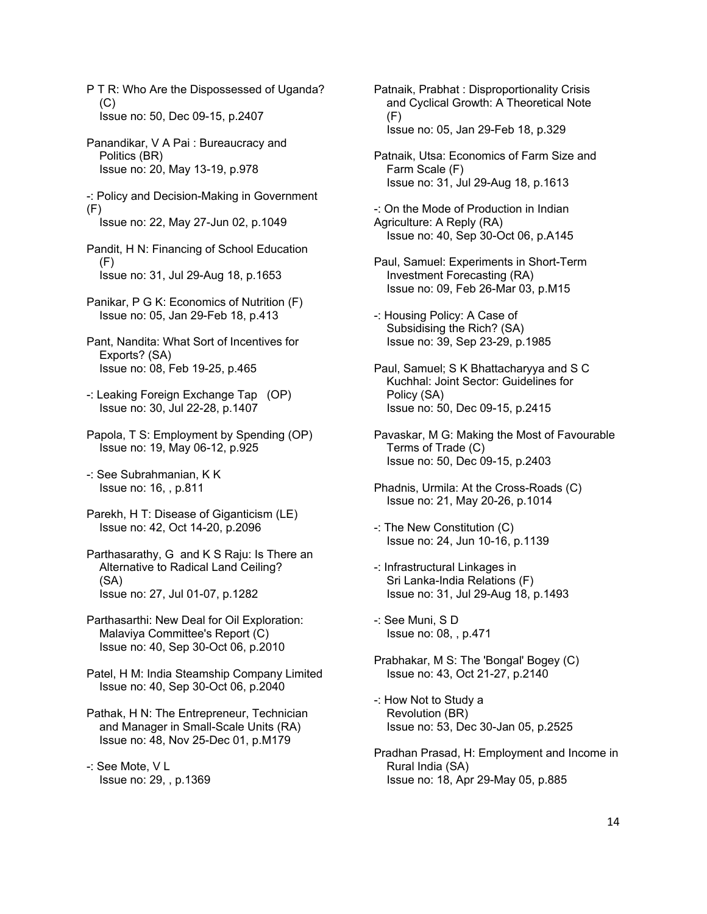P T R: Who Are the Dispossessed of Uganda? (C)
Issue no: 50, Dec 09-15, p.2407

Panandikar, V A Pai : Bureaucracy and Politics (BR)
Issue no: 20, May 13-19, p.978

-: Policy and Decision-Making in Government (F)
Issue no: 22, May 27-Jun 02, p.1049

Pandit, H N: Financing of School Education (F)
Issue no: 31, Jul 29-Aug 18, p.1653

Panikar, P G K: Economics of Nutrition (F)
Issue no: 05, Jan 29-Feb 18, p.413

Pant, Nandita: What Sort of Incentives for Exports? (SA)
Issue no: 08, Feb 19-25, p.465

-: Leaking Foreign Exchange Tap (OP)
Issue no: 30, Jul 22-28, p.1407

Papola, T S: Employment by Spending (OP)
Issue no: 19, May 06-12, p.925

-: See Subrahmanian, K K
Issue no: 16, , p.811

Parekh, H T: Disease of Giganticism (LE)
Issue no: 42, Oct 14-20, p.2096

Parthasarathy, G and K S Raju: Is There an Alternative to Radical Land Ceiling? (SA)
Issue no: 27, Jul 01-07, p.1282

Parthasarthi: New Deal for Oil Exploration: Malaviya Committee's Report (C)
Issue no: 40, Sep 30-Oct 06, p.2010

Patel, H M: India Steamship Company Limited
Issue no: 40, Sep 30-Oct 06, p.2040

Pathak, H N: The Entrepreneur, Technician and Manager in Small-Scale Units (RA)
Issue no: 48, Nov 25-Dec 01, p.M179

-: See Mote, V L
Issue no: 29, , p.1369

Patnaik, Prabhat : Disproportionality Crisis and Cyclical Growth: A Theoretical Note (F)
Issue no: 05, Jan 29-Feb 18, p.329

Patnaik, Utsa: Economics of Farm Size and Farm Scale (F)
Issue no: 31, Jul 29-Aug 18, p.1613

-: On the Mode of Production in Indian Agriculture: A Reply (RA)
Issue no: 40, Sep 30-Oct 06, p.A145

Paul, Samuel: Experiments in Short-Term Investment Forecasting (RA)
Issue no: 09, Feb 26-Mar 03, p.M15

-: Housing Policy: A Case of Subsidising the Rich? (SA)
Issue no: 39, Sep 23-29, p.1985

Paul, Samuel; S K Bhattacharyya and S C Kuchhal: Joint Sector: Guidelines for Policy (SA)
Issue no: 50, Dec 09-15, p.2415

Pavaskar, M G: Making the Most of Favourable Terms of Trade (C)
Issue no: 50, Dec 09-15, p.2403

Phadnis, Urmila: At the Cross-Roads (C)
Issue no: 21, May 20-26, p.1014

-: The New Constitution (C)
Issue no: 24, Jun 10-16, p.1139

-: Infrastructural Linkages in Sri Lanka-India Relations (F)
Issue no: 31, Jul 29-Aug 18, p.1493

-: See Muni, S D
Issue no: 08, , p.471

Prabhakar, M S: The 'Bongal' Bogey (C)
Issue no: 43, Oct 21-27, p.2140

-: How Not to Study a Revolution (BR)
Issue no: 53, Dec 30-Jan 05, p.2525

Pradhan Prasad, H: Employment and Income in Rural India (SA)
Issue no: 18, Apr 29-May 05, p.885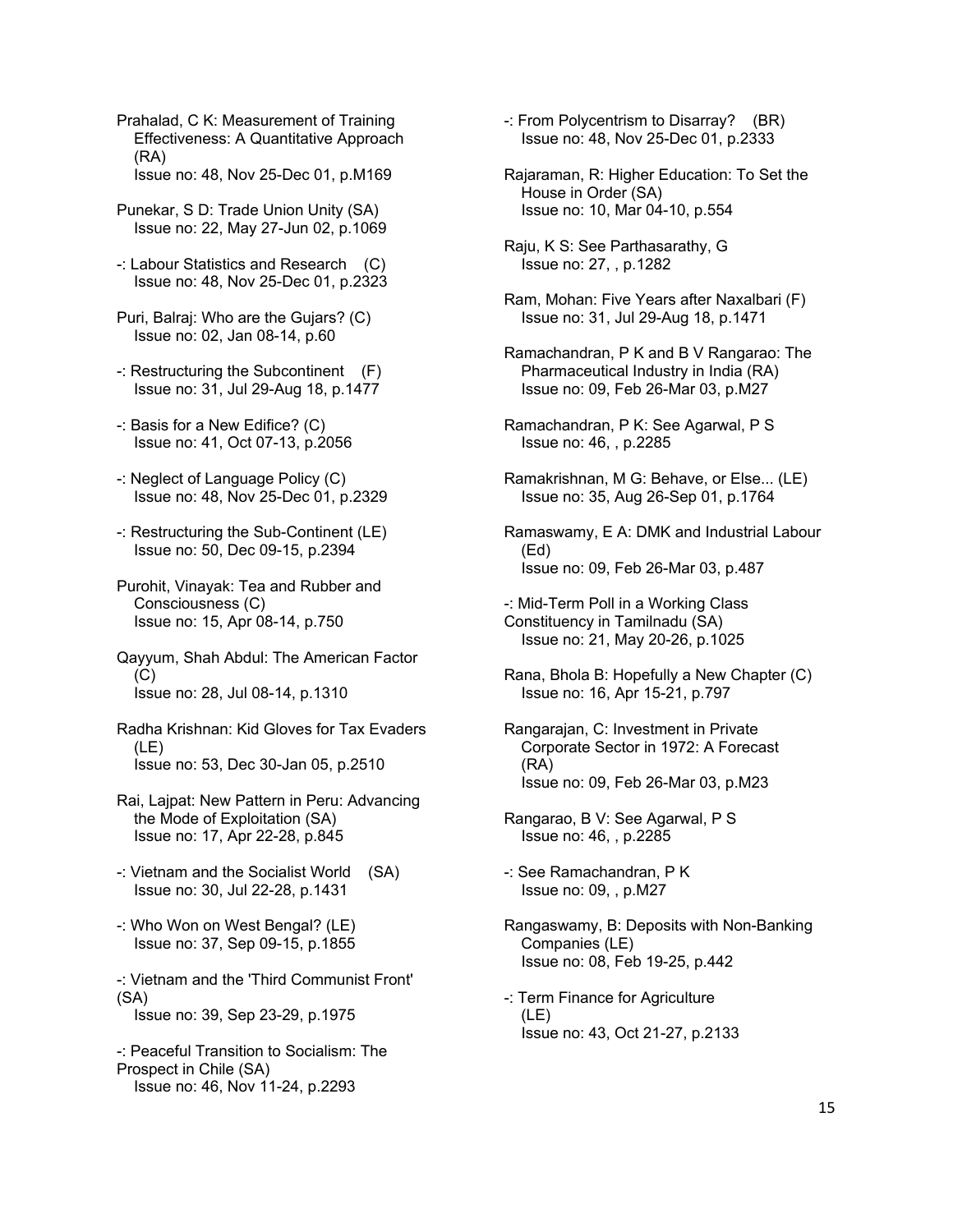Prahalad, C K: Measurement of Training Effectiveness: A Quantitative Approach (RA)
Issue no: 48, Nov 25-Dec 01, p.M169

Punekar, S D: Trade Union Unity (SA)
Issue no: 22, May 27-Jun 02, p.1069

-: Labour Statistics and Research (C)
Issue no: 48, Nov 25-Dec 01, p.2323

Puri, Balraj: Who are the Gujars? (C)
Issue no: 02, Jan 08-14, p.60

-: Restructuring the Subcontinent (F)
Issue no: 31, Jul 29-Aug 18, p.1477

-: Basis for a New Edifice? (C)
Issue no: 41, Oct 07-13, p.2056

-: Neglect of Language Policy (C)
Issue no: 48, Nov 25-Dec 01, p.2329

-: Restructuring the Sub-Continent (LE)
Issue no: 50, Dec 09-15, p.2394

Purohit, Vinayak: Tea and Rubber and Consciousness (C)
Issue no: 15, Apr 08-14, p.750

Qayyum, Shah Abdul: The American Factor (C)
Issue no: 28, Jul 08-14, p.1310

Radha Krishnan: Kid Gloves for Tax Evaders (LE)
Issue no: 53, Dec 30-Jan 05, p.2510

Rai, Lajpat: New Pattern in Peru: Advancing the Mode of Exploitation (SA)
Issue no: 17, Apr 22-28, p.845

-: Vietnam and the Socialist World (SA)
Issue no: 30, Jul 22-28, p.1431

-: Who Won on West Bengal? (LE)
Issue no: 37, Sep 09-15, p.1855

-: Vietnam and the 'Third Communist Front' (SA)
Issue no: 39, Sep 23-29, p.1975

-: Peaceful Transition to Socialism: The Prospect in Chile (SA)
Issue no: 46, Nov 11-24, p.2293

-: From Polycentrism to Disarray? (BR)
Issue no: 48, Nov 25-Dec 01, p.2333

Rajaraman, R: Higher Education: To Set the House in Order (SA)
Issue no: 10, Mar 04-10, p.554

Raju, K S: See Parthasarathy, G
Issue no: 27, , p.1282

Ram, Mohan: Five Years after Naxalbari (F)
Issue no: 31, Jul 29-Aug 18, p.1471

Ramachandran, P K and B V Rangarao: The Pharmaceutical Industry in India (RA)
Issue no: 09, Feb 26-Mar 03, p.M27

Ramachandran, P K: See Agarwal, P S
Issue no: 46, , p.2285

Ramakrishnan, M G: Behave, or Else... (LE)
Issue no: 35, Aug 26-Sep 01, p.1764

Ramaswamy, E A: DMK and Industrial Labour (Ed)
Issue no: 09, Feb 26-Mar 03, p.487

-: Mid-Term Poll in a Working Class Constituency in Tamilnadu (SA)
Issue no: 21, May 20-26, p.1025

Rana, Bhola B: Hopefully a New Chapter (C)
Issue no: 16, Apr 15-21, p.797

Rangarajan, C: Investment in Private Corporate Sector in 1972: A Forecast (RA)
Issue no: 09, Feb 26-Mar 03, p.M23

Rangarao, B V: See Agarwal, P S
Issue no: 46, , p.2285

-: See Ramachandran, P K
Issue no: 09, , p.M27

Rangaswamy, B: Deposits with Non-Banking Companies (LE)
Issue no: 08, Feb 19-25, p.442

-: Term Finance for Agriculture (LE)
Issue no: 43, Oct 21-27, p.2133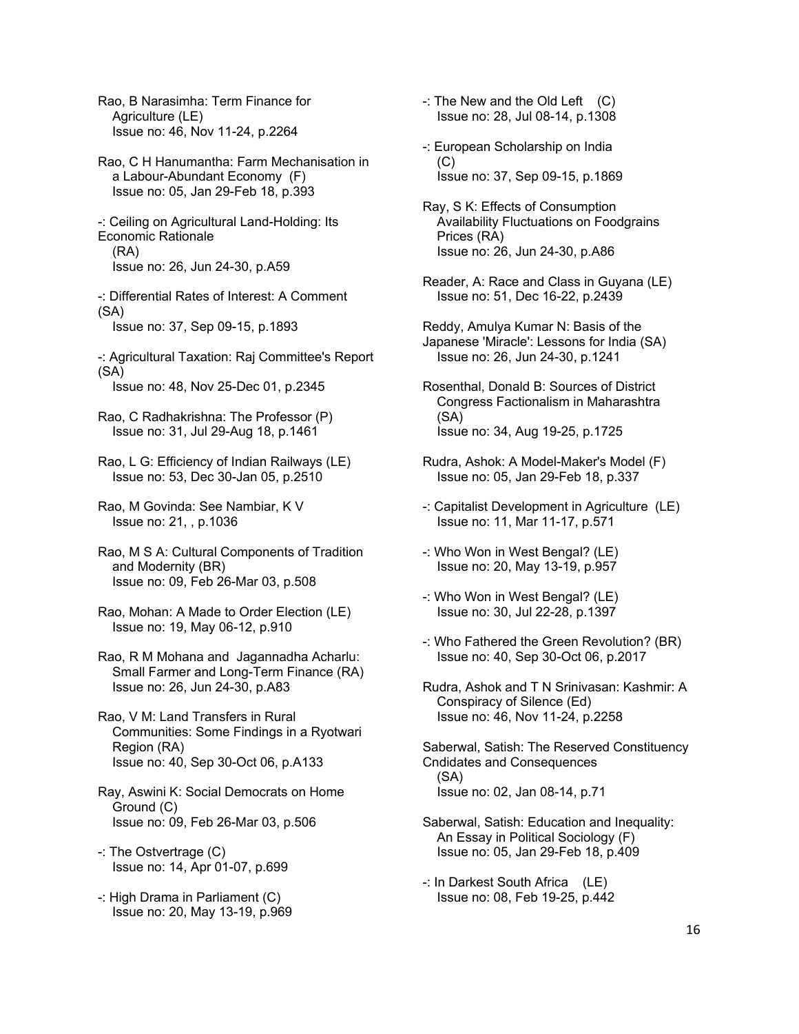Rao, B Narasimha: Term Finance for Agriculture (LE)
Issue no: 46, Nov 11-24, p.2264

Rao, C H Hanumantha: Farm Mechanisation in a Labour-Abundant Economy (F)
Issue no: 05, Jan 29-Feb 18, p.393

-: Ceiling on Agricultural Land-Holding: Its Economic Rationale
(RA)
Issue no: 26, Jun 24-30, p.A59

-: Differential Rates of Interest: A Comment (SA)
Issue no: 37, Sep 09-15, p.1893

-: Agricultural Taxation: Raj Committee's Report (SA)
Issue no: 48, Nov 25-Dec 01, p.2345

Rao, C Radhakrishna: The Professor (P)
Issue no: 31, Jul 29-Aug 18, p.1461

Rao, L G: Efficiency of Indian Railways (LE)
Issue no: 53, Dec 30-Jan 05, p.2510

Rao, M Govinda: See Nambiar, K V
Issue no: 21, , p.1036

Rao, M S A: Cultural Components of Tradition and Modernity (BR)
Issue no: 09, Feb 26-Mar 03, p.508

Rao, Mohan: A Made to Order Election (LE)
Issue no: 19, May 06-12, p.910

Rao, R M Mohana and Jagannadha Acharlu: Small Farmer and Long-Term Finance (RA)
Issue no: 26, Jun 24-30, p.A83

Rao, V M: Land Transfers in Rural Communities: Some Findings in a Ryotwari Region (RA)
Issue no: 40, Sep 30-Oct 06, p.A133

Ray, Aswini K: Social Democrats on Home Ground (C)
Issue no: 09, Feb 26-Mar 03, p.506

-: The Ostvertrage (C)
Issue no: 14, Apr 01-07, p.699

-: High Drama in Parliament (C)
Issue no: 20, May 13-19, p.969

-: The New and the Old Left (C)
Issue no: 28, Jul 08-14, p.1308

-: European Scholarship on India (C)
Issue no: 37, Sep 09-15, p.1869

Ray, S K: Effects of Consumption Availability Fluctuations on Foodgrains Prices (RA)
Issue no: 26, Jun 24-30, p.A86

Reader, A: Race and Class in Guyana (LE)
Issue no: 51, Dec 16-22, p.2439

Reddy, Amulya Kumar N: Basis of the Japanese 'Miracle': Lessons for India (SA)
Issue no: 26, Jun 24-30, p.1241

Rosenthal, Donald B: Sources of District Congress Factionalism in Maharashtra (SA)
Issue no: 34, Aug 19-25, p.1725

Rudra, Ashok: A Model-Maker's Model (F)
Issue no: 05, Jan 29-Feb 18, p.337

-: Capitalist Development in Agriculture (LE)
Issue no: 11, Mar 11-17, p.571

-: Who Won in West Bengal? (LE)
Issue no: 20, May 13-19, p.957

-: Who Won in West Bengal? (LE)
Issue no: 30, Jul 22-28, p.1397

-: Who Fathered the Green Revolution? (BR)
Issue no: 40, Sep 30-Oct 06, p.2017

Rudra, Ashok and T N Srinivasan: Kashmir: A Conspiracy of Silence (Ed)
Issue no: 46, Nov 11-24, p.2258

Saberwal, Satish: The Reserved Constituency Cndidates and Consequences
(SA)
Issue no: 02, Jan 08-14, p.71

Saberwal, Satish: Education and Inequality: An Essay in Political Sociology (F)
Issue no: 05, Jan 29-Feb 18, p.409

-: In Darkest South Africa (LE)
Issue no: 08, Feb 19-25, p.442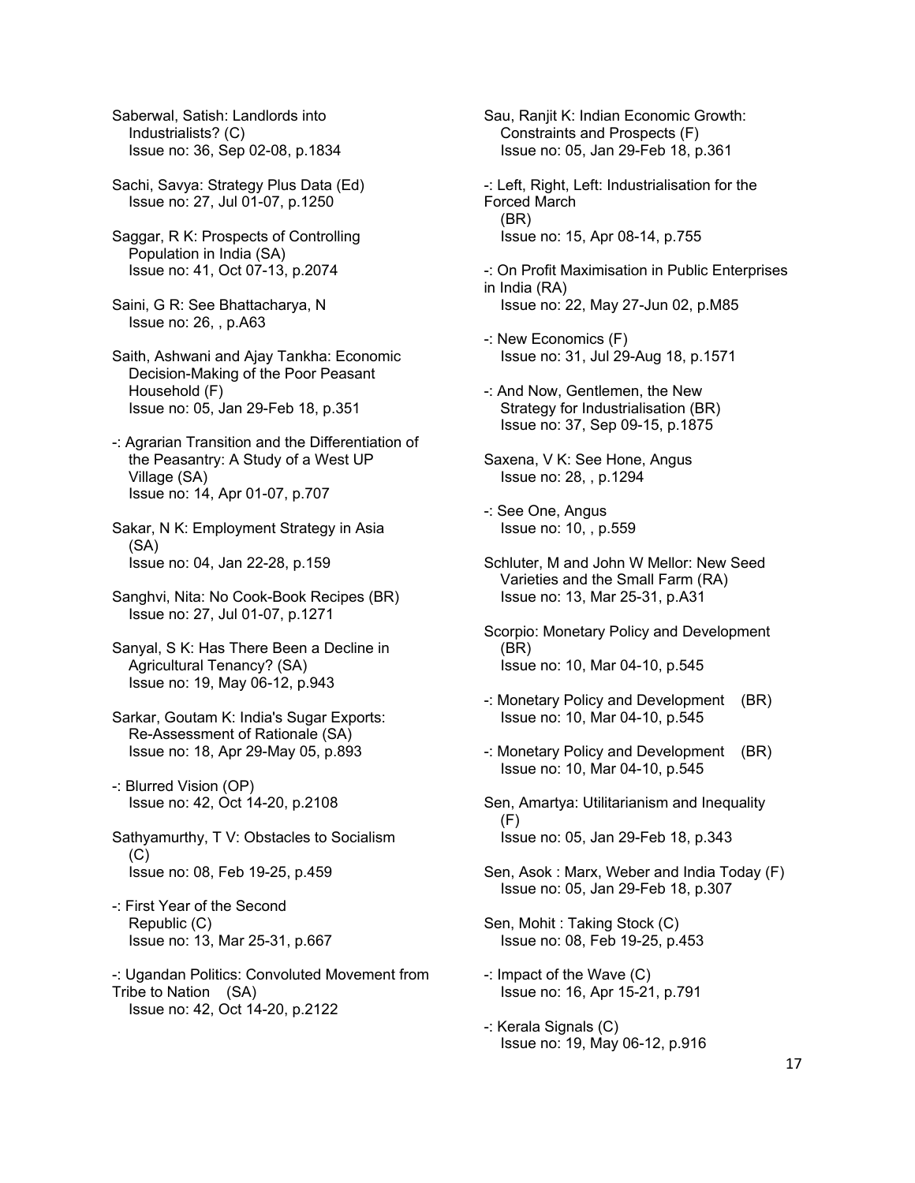Saberwal, Satish: Landlords into Industrialists? (C)
Issue no: 36, Sep 02-08, p.1834

Sachi, Savya: Strategy Plus Data (Ed)
Issue no: 27, Jul 01-07, p.1250

Saggar, R K: Prospects of Controlling Population in India (SA)
Issue no: 41, Oct 07-13, p.2074

Saini, G R: See Bhattacharya, N
Issue no: 26, , p.A63

Saith, Ashwani and Ajay Tankha: Economic Decision-Making of the Poor Peasant Household (F)
Issue no: 05, Jan 29-Feb 18, p.351

-: Agrarian Transition and the Differentiation of the Peasantry: A Study of a West UP Village (SA)
Issue no: 14, Apr 01-07, p.707

Sakar, N K: Employment Strategy in Asia (SA)
Issue no: 04, Jan 22-28, p.159

Sanghvi, Nita: No Cook-Book Recipes (BR)
Issue no: 27, Jul 01-07, p.1271

Sanyal, S K: Has There Been a Decline in Agricultural Tenancy? (SA)
Issue no: 19, May 06-12, p.943

Sarkar, Goutam K: India's Sugar Exports: Re-Assessment of Rationale (SA)
Issue no: 18, Apr 29-May 05, p.893

-: Blurred Vision (OP)
Issue no: 42, Oct 14-20, p.2108

Sathyamurthy, T V: Obstacles to Socialism (C)
Issue no: 08, Feb 19-25, p.459

-: First Year of the Second Republic (C)
Issue no: 13, Mar 25-31, p.667

-: Ugandan Politics: Convoluted Movement from Tribe to Nation (SA)
Issue no: 42, Oct 14-20, p.2122

Sau, Ranjit K: Indian Economic Growth: Constraints and Prospects (F)
Issue no: 05, Jan 29-Feb 18, p.361

-: Left, Right, Left: Industrialisation for the Forced March (BR)
Issue no: 15, Apr 08-14, p.755

-: On Profit Maximisation in Public Enterprises in India (RA)
Issue no: 22, May 27-Jun 02, p.M85

-: New Economics (F)
Issue no: 31, Jul 29-Aug 18, p.1571

-: And Now, Gentlemen, the New Strategy for Industrialisation (BR)
Issue no: 37, Sep 09-15, p.1875

Saxena, V K: See Hone, Angus
Issue no: 28, , p.1294

-: See One, Angus
Issue no: 10, , p.559

Schluter, M and John W Mellor: New Seed Varieties and the Small Farm (RA)
Issue no: 13, Mar 25-31, p.A31

Scorpio: Monetary Policy and Development (BR)
Issue no: 10, Mar 04-10, p.545

-: Monetary Policy and Development (BR)
Issue no: 10, Mar 04-10, p.545

-: Monetary Policy and Development (BR)
Issue no: 10, Mar 04-10, p.545

Sen, Amartya: Utilitarianism and Inequality (F)
Issue no: 05, Jan 29-Feb 18, p.343

Sen, Asok : Marx, Weber and India Today (F)
Issue no: 05, Jan 29-Feb 18, p.307

Sen, Mohit : Taking Stock (C)
Issue no: 08, Feb 19-25, p.453

-: Impact of the Wave (C)
Issue no: 16, Apr 15-21, p.791

-: Kerala Signals (C)
Issue no: 19, May 06-12, p.916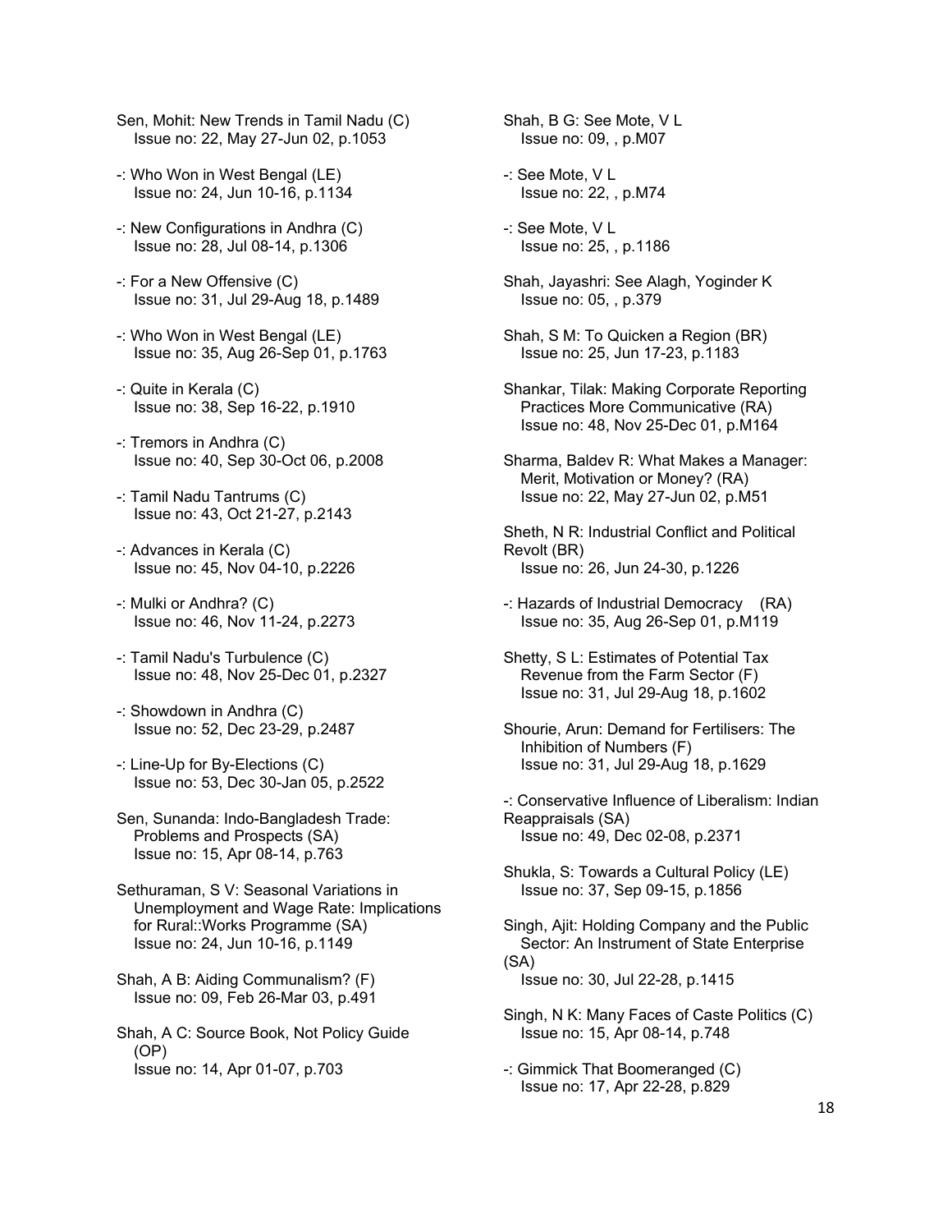Sen, Mohit: New Trends in Tamil Nadu (C)
Issue no: 22, May 27-Jun 02, p.1053

-: Who Won in West Bengal (LE)
Issue no: 24, Jun 10-16, p.1134

-: New Configurations in Andhra (C)
Issue no: 28, Jul 08-14, p.1306

-: For a New Offensive (C)
Issue no: 31, Jul 29-Aug 18, p.1489

-: Who Won in West Bengal (LE)
Issue no: 35, Aug 26-Sep 01, p.1763

-: Quite in Kerala (C)
Issue no: 38, Sep 16-22, p.1910

-: Tremors in Andhra (C)
Issue no: 40, Sep 30-Oct 06, p.2008

-: Tamil Nadu Tantrums (C)
Issue no: 43, Oct 21-27, p.2143

-: Advances in Kerala (C)
Issue no: 45, Nov 04-10, p.2226

-: Mulki or Andhra? (C)
Issue no: 46, Nov 11-24, p.2273

-: Tamil Nadu's Turbulence (C)
Issue no: 48, Nov 25-Dec 01, p.2327

-: Showdown in Andhra (C)
Issue no: 52, Dec 23-29, p.2487

-: Line-Up for By-Elections (C)
Issue no: 53, Dec 30-Jan 05, p.2522

Sen, Sunanda: Indo-Bangladesh Trade: Problems and Prospects (SA)
Issue no: 15, Apr 08-14, p.763

Sethuraman, S V: Seasonal Variations in Unemployment and Wage Rate: Implications for Rural::Works Programme (SA)
Issue no: 24, Jun 10-16, p.1149

Shah, A B: Aiding Communalism? (F)
Issue no: 09, Feb 26-Mar 03, p.491

Shah, A C: Source Book, Not Policy Guide (OP)
Issue no: 14, Apr 01-07, p.703

Shah, B G: See Mote, V L
Issue no: 09, , p.M07

-: See Mote, V L
Issue no: 22, , p.M74

-: See Mote, V L
Issue no: 25, , p.1186

Shah, Jayashri: See Alagh, Yoginder K
Issue no: 05, , p.379

Shah, S M: To Quicken a Region (BR)
Issue no: 25, Jun 17-23, p.1183

Shankar, Tilak: Making Corporate Reporting Practices More Communicative (RA)
Issue no: 48, Nov 25-Dec 01, p.M164

Sharma, Baldev R: What Makes a Manager: Merit, Motivation or Money? (RA)
Issue no: 22, May 27-Jun 02, p.M51

Sheth, N R: Industrial Conflict and Political Revolt (BR)
Issue no: 26, Jun 24-30, p.1226

-: Hazards of Industrial Democracy (RA)
Issue no: 35, Aug 26-Sep 01, p.M119

Shetty, S L: Estimates of Potential Tax Revenue from the Farm Sector (F)
Issue no: 31, Jul 29-Aug 18, p.1602

Shourie, Arun: Demand for Fertilisers: The Inhibition of Numbers (F)
Issue no: 31, Jul 29-Aug 18, p.1629

-: Conservative Influence of Liberalism: Indian Reappraisals (SA)
Issue no: 49, Dec 02-08, p.2371

Shukla, S: Towards a Cultural Policy (LE)
Issue no: 37, Sep 09-15, p.1856

Singh, Ajit: Holding Company and the Public Sector: An Instrument of State Enterprise (SA)
Issue no: 30, Jul 22-28, p.1415

Singh, N K: Many Faces of Caste Politics (C)
Issue no: 15, Apr 08-14, p.748

-: Gimmick That Boomeranged (C)
Issue no: 17, Apr 22-28, p.829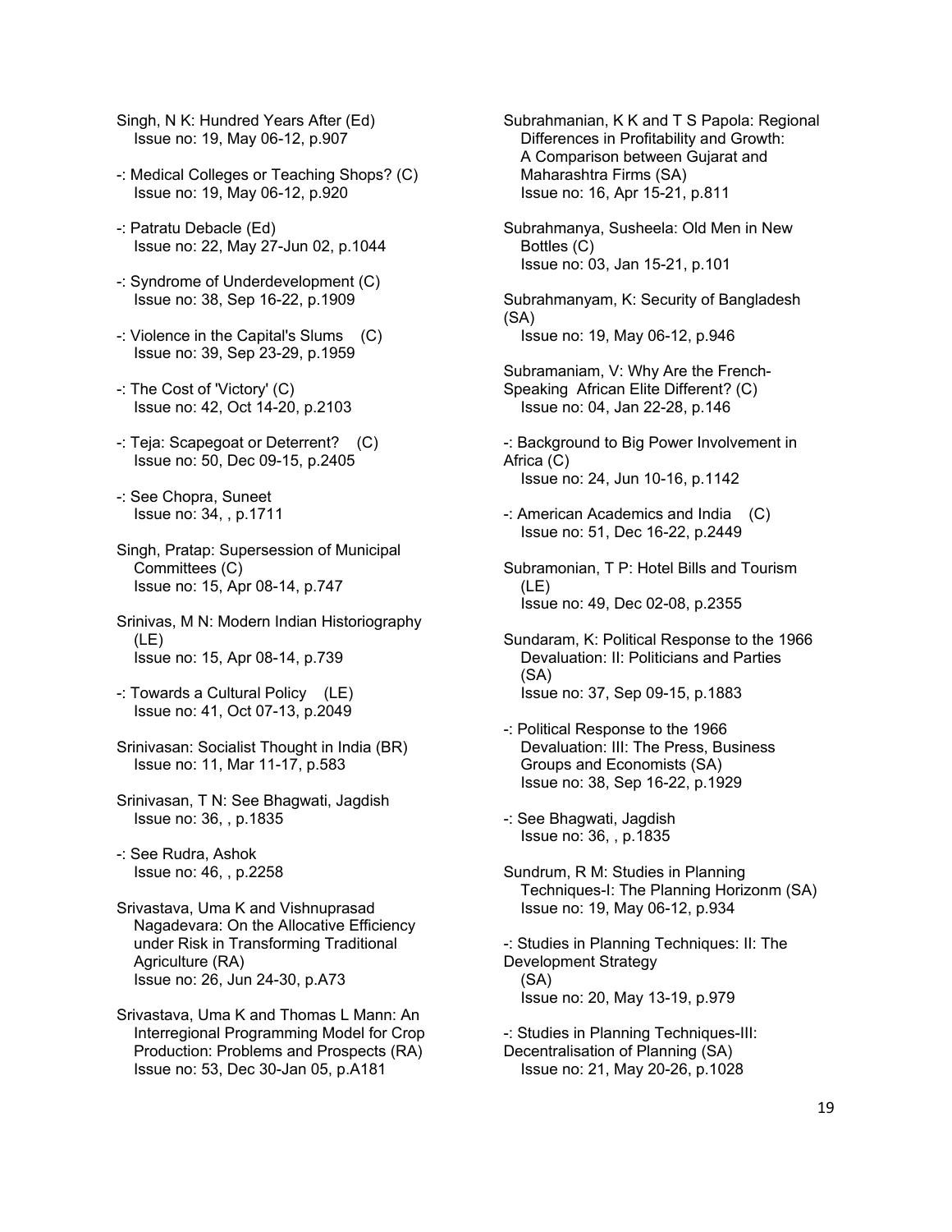Singh, N K: Hundred Years After (Ed)
Issue no: 19, May 06-12, p.907

-: Medical Colleges or Teaching Shops? (C)
Issue no: 19, May 06-12, p.920

-: Patratu Debacle (Ed)
Issue no: 22, May 27-Jun 02, p.1044

-: Syndrome of Underdevelopment (C)
Issue no: 38, Sep 16-22, p.1909

-: Violence in the Capital's Slums (C)
Issue no: 39, Sep 23-29, p.1959

-: The Cost of 'Victory' (C)
Issue no: 42, Oct 14-20, p.2103

-: Teja: Scapegoat or Deterrent? (C)
Issue no: 50, Dec 09-15, p.2405

-: See Chopra, Suneet
Issue no: 34, , p.1711

Singh, Pratap: Supersession of Municipal Committees (C)
Issue no: 15, Apr 08-14, p.747

Srinivas, M N: Modern Indian Historiography (LE)
Issue no: 15, Apr 08-14, p.739

-: Towards a Cultural Policy (LE)
Issue no: 41, Oct 07-13, p.2049

Srinivasan: Socialist Thought in India (BR)
Issue no: 11, Mar 11-17, p.583

Srinivasan, T N: See Bhagwati, Jagdish
Issue no: 36, , p.1835

-: See Rudra, Ashok
Issue no: 46, , p.2258

Srivastava, Uma K and Vishnuprasad Nagadevara: On the Allocative Efficiency under Risk in Transforming Traditional Agriculture (RA)
Issue no: 26, Jun 24-30, p.A73

Srivastava, Uma K and Thomas L Mann: An Interregional Programming Model for Crop Production: Problems and Prospects (RA)
Issue no: 53, Dec 30-Jan 05, p.A181

Subrahmanian, K K and T S Papola: Regional Differences in Profitability and Growth: A Comparison between Gujarat and Maharashtra Firms (SA)
Issue no: 16, Apr 15-21, p.811

Subrahmanya, Susheela: Old Men in New Bottles (C)
Issue no: 03, Jan 15-21, p.101

Subrahmanyam, K: Security of Bangladesh (SA)
Issue no: 19, May 06-12, p.946

Subramaniam, V: Why Are the French-Speaking African Elite Different? (C)
Issue no: 04, Jan 22-28, p.146

-: Background to Big Power Involvement in Africa (C)
Issue no: 24, Jun 10-16, p.1142

-: American Academics and India (C)
Issue no: 51, Dec 16-22, p.2449

Subramonian, T P: Hotel Bills and Tourism (LE)
Issue no: 49, Dec 02-08, p.2355

Sundaram, K: Political Response to the 1966 Devaluation: II: Politicians and Parties (SA)
Issue no: 37, Sep 09-15, p.1883

-: Political Response to the 1966 Devaluation: III: The Press, Business Groups and Economists (SA)
Issue no: 38, Sep 16-22, p.1929

-: See Bhagwati, Jagdish
Issue no: 36, , p.1835

Sundrum, R M: Studies in Planning Techniques-I: The Planning Horizonm (SA)
Issue no: 19, May 06-12, p.934

-: Studies in Planning Techniques: II: The Development Strategy (SA)
Issue no: 20, May 13-19, p.979

-: Studies in Planning Techniques-III: Decentralisation of Planning (SA)
Issue no: 21, May 20-26, p.1028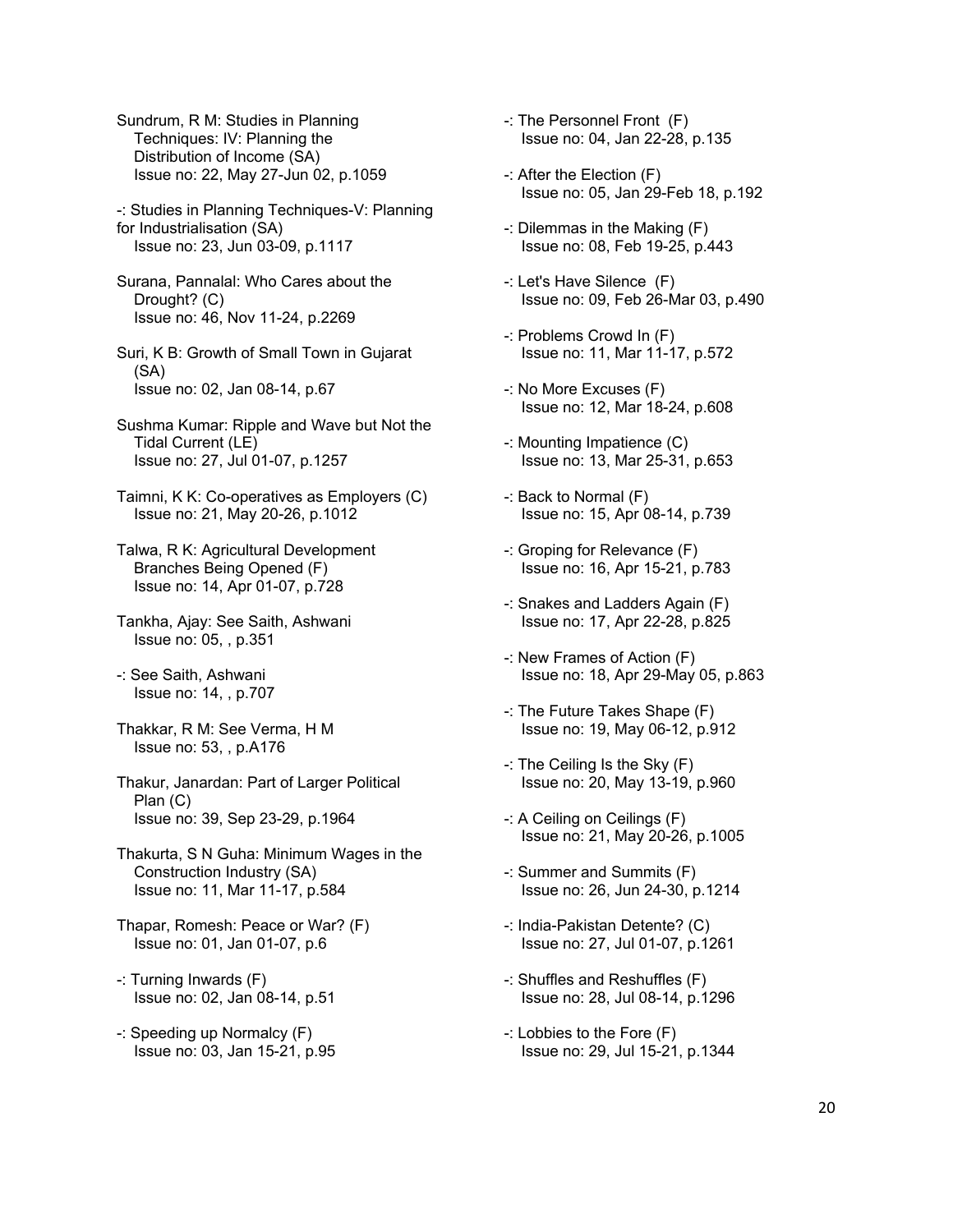Sundrum, R M: Studies in Planning Techniques: IV: Planning the Distribution of Income (SA)
Issue no: 22, May 27-Jun 02, p.1059

-: Studies in Planning Techniques-V: Planning for Industrialisation (SA)
Issue no: 23, Jun 03-09, p.1117

Surana, Pannalal: Who Cares about the Drought? (C)
Issue no: 46, Nov 11-24, p.2269

Suri, K B: Growth of Small Town in Gujarat (SA)
Issue no: 02, Jan 08-14, p.67

Sushma Kumar: Ripple and Wave but Not the Tidal Current (LE)
Issue no: 27, Jul 01-07, p.1257

Taimni, K K: Co-operatives as Employers (C)
Issue no: 21, May 20-26, p.1012

Talwa, R K: Agricultural Development Branches Being Opened (F)
Issue no: 14, Apr 01-07, p.728

Tankha, Ajay: See Saith, Ashwani
Issue no: 05, , p.351

-: See Saith, Ashwani
Issue no: 14, , p.707

Thakkar, R M: See Verma, H M
Issue no: 53, , p.A176

Thakur, Janardan: Part of Larger Political Plan (C)
Issue no: 39, Sep 23-29, p.1964

Thakurta, S N Guha: Minimum Wages in the Construction Industry (SA)
Issue no: 11, Mar 11-17, p.584

Thapar, Romesh: Peace or War? (F)
Issue no: 01, Jan 01-07, p.6

-: Turning Inwards (F)
Issue no: 02, Jan 08-14, p.51

-: Speeding up Normalcy (F)
Issue no: 03, Jan 15-21, p.95

-: The Personnel Front (F)
Issue no: 04, Jan 22-28, p.135

-: After the Election (F)
Issue no: 05, Jan 29-Feb 18, p.192

-: Dilemmas in the Making (F)
Issue no: 08, Feb 19-25, p.443

-: Let's Have Silence (F)
Issue no: 09, Feb 26-Mar 03, p.490

-: Problems Crowd In (F)
Issue no: 11, Mar 11-17, p.572

-: No More Excuses (F)
Issue no: 12, Mar 18-24, p.608

-: Mounting Impatience (C)
Issue no: 13, Mar 25-31, p.653

-: Back to Normal (F)
Issue no: 15, Apr 08-14, p.739

-: Groping for Relevance (F)
Issue no: 16, Apr 15-21, p.783

-: Snakes and Ladders Again (F)
Issue no: 17, Apr 22-28, p.825

-: New Frames of Action (F)
Issue no: 18, Apr 29-May 05, p.863

-: The Future Takes Shape (F)
Issue no: 19, May 06-12, p.912

-: The Ceiling Is the Sky (F)
Issue no: 20, May 13-19, p.960

-: A Ceiling on Ceilings (F)
Issue no: 21, May 20-26, p.1005

-: Summer and Summits (F)
Issue no: 26, Jun 24-30, p.1214

-: India-Pakistan Detente? (C)
Issue no: 27, Jul 01-07, p.1261

-: Shuffles and Reshuffles (F)
Issue no: 28, Jul 08-14, p.1296

-: Lobbies to the Fore (F)
Issue no: 29, Jul 15-21, p.1344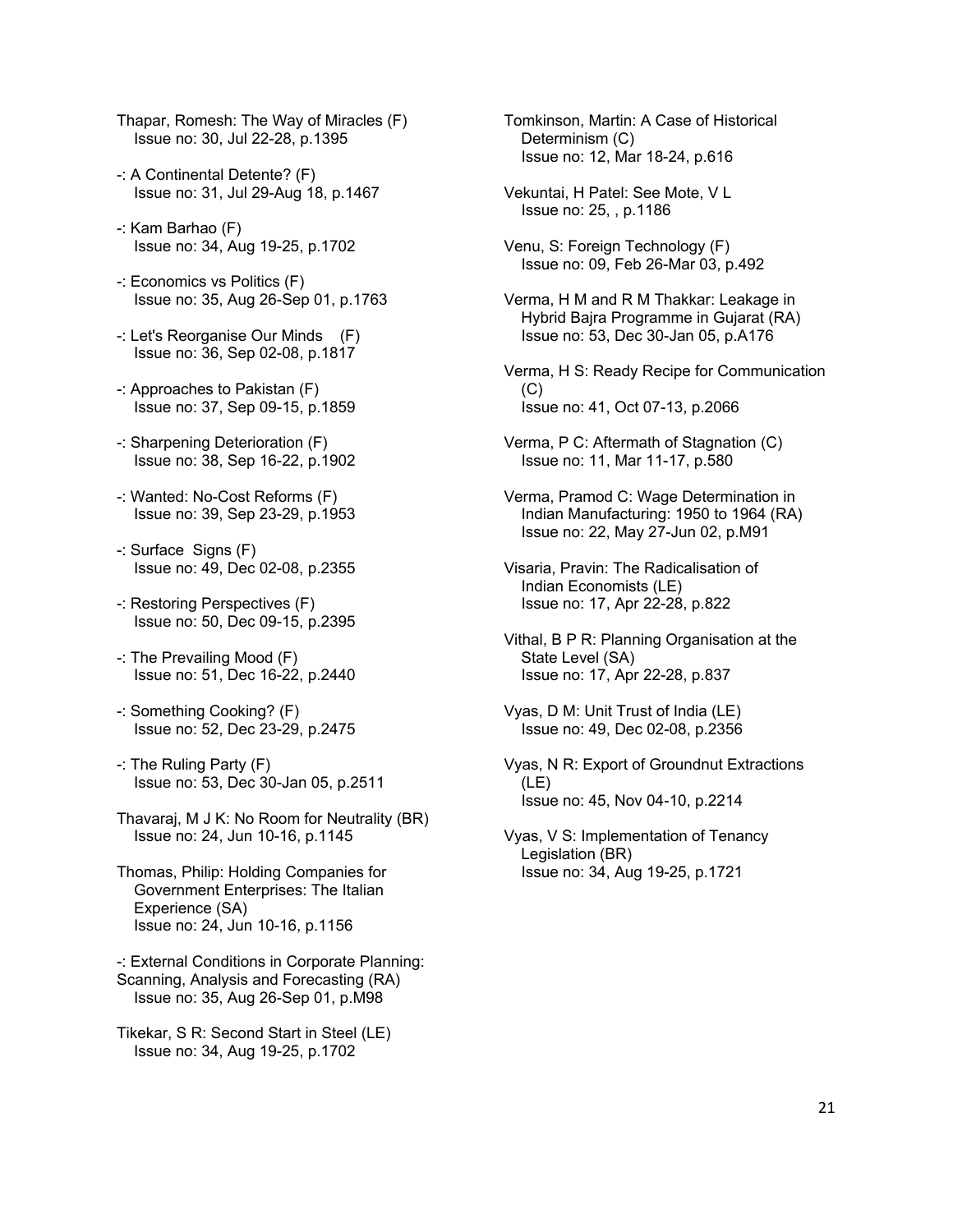Thapar, Romesh: The Way of Miracles (F)
Issue no: 30, Jul 22-28, p.1395

-: A Continental Detente? (F)
Issue no: 31, Jul 29-Aug 18, p.1467

-: Kam Barhao (F)
Issue no: 34, Aug 19-25, p.1702

-: Economics vs Politics (F)
Issue no: 35, Aug 26-Sep 01, p.1763

-: Let's Reorganise Our Minds (F)
Issue no: 36, Sep 02-08, p.1817

-: Approaches to Pakistan (F)
Issue no: 37, Sep 09-15, p.1859

-: Sharpening Deterioration (F)
Issue no: 38, Sep 16-22, p.1902

-: Wanted: No-Cost Reforms (F)
Issue no: 39, Sep 23-29, p.1953

-: Surface Signs (F)
Issue no: 49, Dec 02-08, p.2355

-: Restoring Perspectives (F)
Issue no: 50, Dec 09-15, p.2395

-: The Prevailing Mood (F)
Issue no: 51, Dec 16-22, p.2440

-: Something Cooking? (F)
Issue no: 52, Dec 23-29, p.2475

-: The Ruling Party (F)
Issue no: 53, Dec 30-Jan 05, p.2511

Thavaraj, M J K: No Room for Neutrality (BR)
Issue no: 24, Jun 10-16, p.1145

Thomas, Philip: Holding Companies for Government Enterprises: The Italian Experience (SA)
Issue no: 24, Jun 10-16, p.1156

-: External Conditions in Corporate Planning: Scanning, Analysis and Forecasting (RA)
Issue no: 35, Aug 26-Sep 01, p.M98

Tikekar, S R: Second Start in Steel (LE)
Issue no: 34, Aug 19-25, p.1702

Tomkinson, Martin: A Case of Historical Determinism (C)
Issue no: 12, Mar 18-24, p.616

Vekuntai, H Patel: See Mote, V L
Issue no: 25, , p.1186

Venu, S: Foreign Technology (F)
Issue no: 09, Feb 26-Mar 03, p.492

Verma, H M and R M Thakkar: Leakage in Hybrid Bajra Programme in Gujarat (RA)
Issue no: 53, Dec 30-Jan 05, p.A176

Verma, H S: Ready Recipe for Communication (C)
Issue no: 41, Oct 07-13, p.2066

Verma, P C: Aftermath of Stagnation (C)
Issue no: 11, Mar 11-17, p.580

Verma, Pramod C: Wage Determination in Indian Manufacturing: 1950 to 1964 (RA)
Issue no: 22, May 27-Jun 02, p.M91

Visaria, Pravin: The Radicalisation of Indian Economists (LE)
Issue no: 17, Apr 22-28, p.822

Vithal, B P R: Planning Organisation at the State Level (SA)
Issue no: 17, Apr 22-28, p.837

Vyas, D M: Unit Trust of India (LE)
Issue no: 49, Dec 02-08, p.2356

Vyas, N R: Export of Groundnut Extractions (LE)
Issue no: 45, Nov 04-10, p.2214

Vyas, V S: Implementation of Tenancy Legislation (BR)
Issue no: 34, Aug 19-25, p.1721